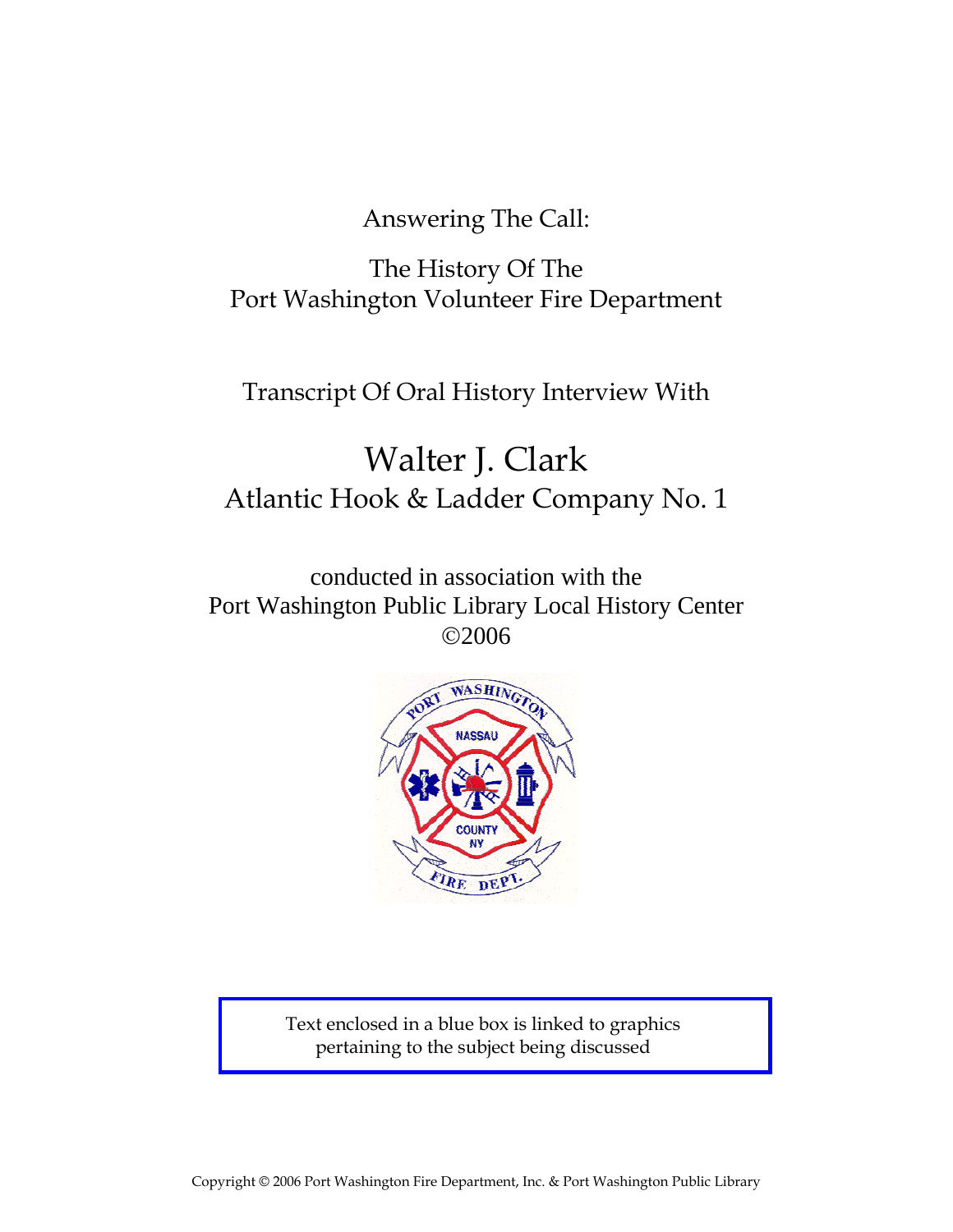Answering The Call:

The History Of The
Port Washington Volunteer Fire Department

Transcript Of Oral History Interview With

# Walter J. Clark

## Atlantic Hook & Ladder Company No. 1

conducted in association with the
Port Washington Public Library Local History Center
©2006

Text enclosed in a blue box is linked to graphics pertaining to the subject being discussed

Copyright © 2006 Port Washington Fire Department, Inc. & Port Washington Public Library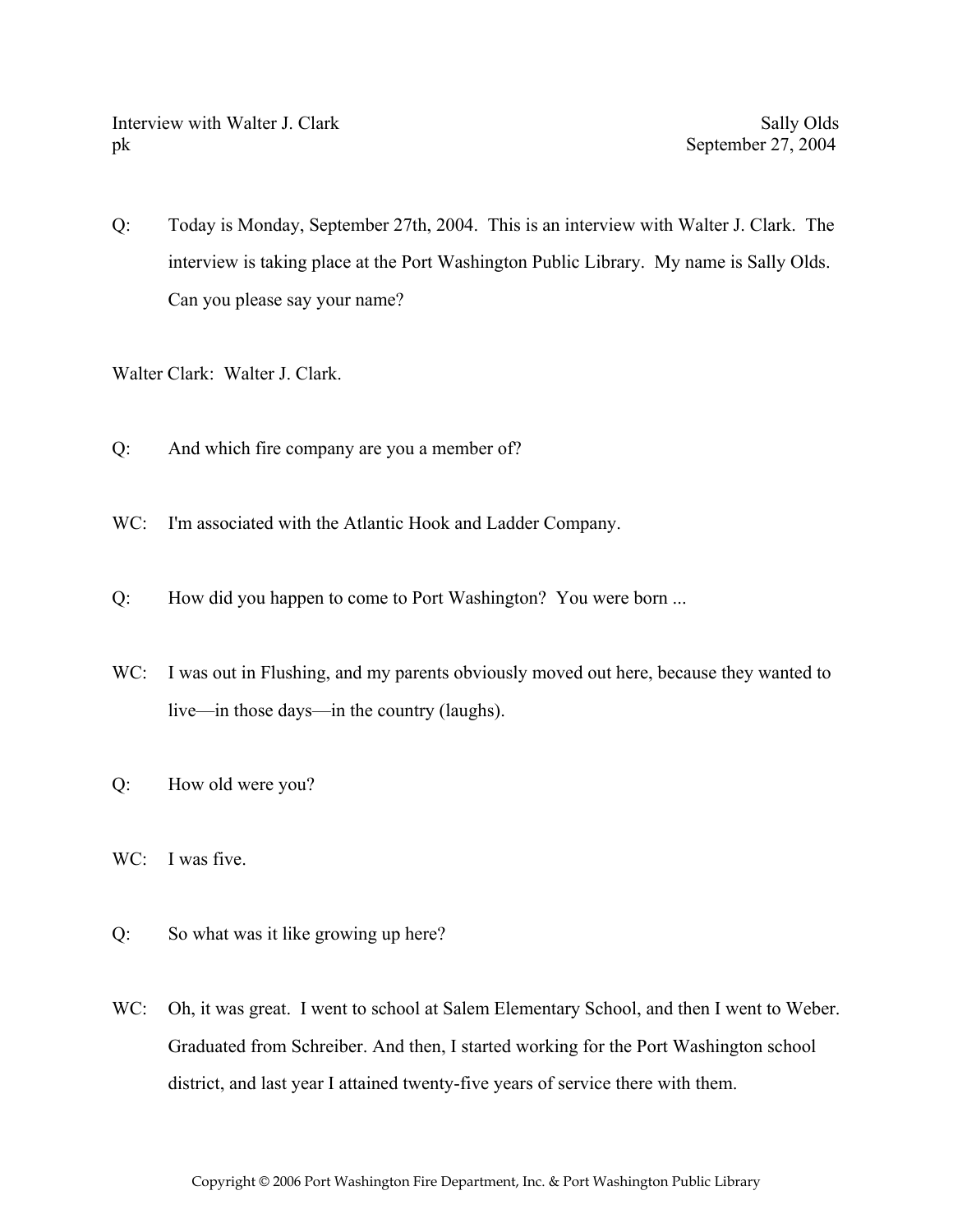Q: Today is Monday, September 27th, 2004. This is an interview with Walter J. Clark. The interview is taking place at the Port Washington Public Library. My name is Sally Olds. Can you please say your name?

Walter Clark: Walter J. Clark.

Q: And which fire company are you a member of?

WC: I'm associated with the Atlantic Hook and Ladder Company.

Q: How did you happen to come to Port Washington? You were born ...

WC: I was out in Flushing, and my parents obviously moved out here, because they wanted to live—in those days—in the country (laughs).

Q: How old were you?

WC: I was five.

Q: So what was it like growing up here?

WC: Oh, it was great. I went to school at Salem Elementary School, and then I went to Weber. Graduated from Schreiber. And then, I started working for the Port Washington school district, and last year I attained twenty-five years of service there with them.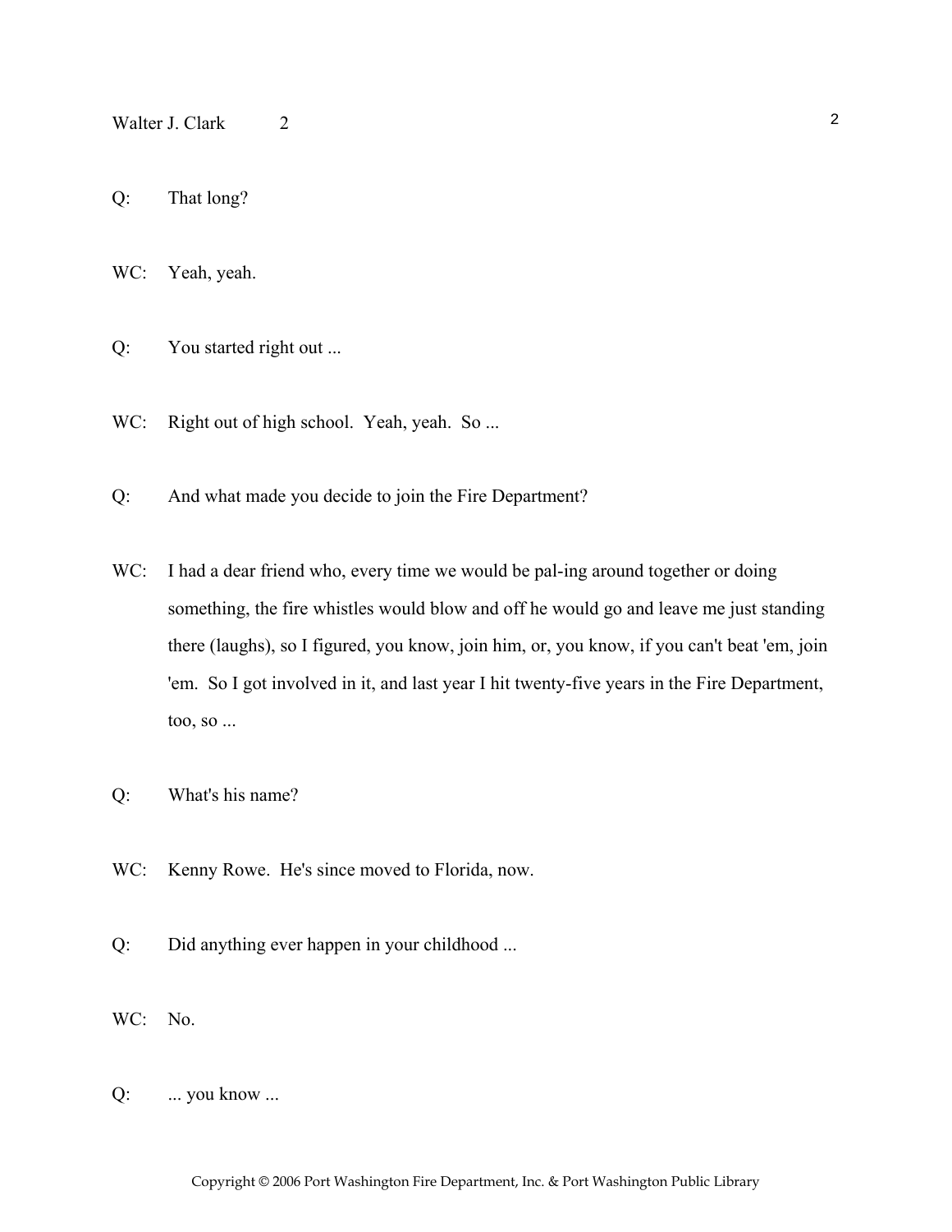Q: That long?

WC: Yeah, yeah.

Q: You started right out ...

WC: Right out of high school. Yeah, yeah. So ...

Q: And what made you decide to join the Fire Department?

WC: I had a dear friend who, every time we would be pal-ing around together or doing something, the fire whistles would blow and off he would go and leave me just standing there (laughs), so I figured, you know, join him, or, you know, if you can't beat 'em, join 'em. So I got involved in it, and last year I hit twenty-five years in the Fire Department, too, so ...

Q: What's his name?

WC: Kenny Rowe. He's since moved to Florida, now.

Q: Did anything ever happen in your childhood ...

WC: No.

Q: ... you know ...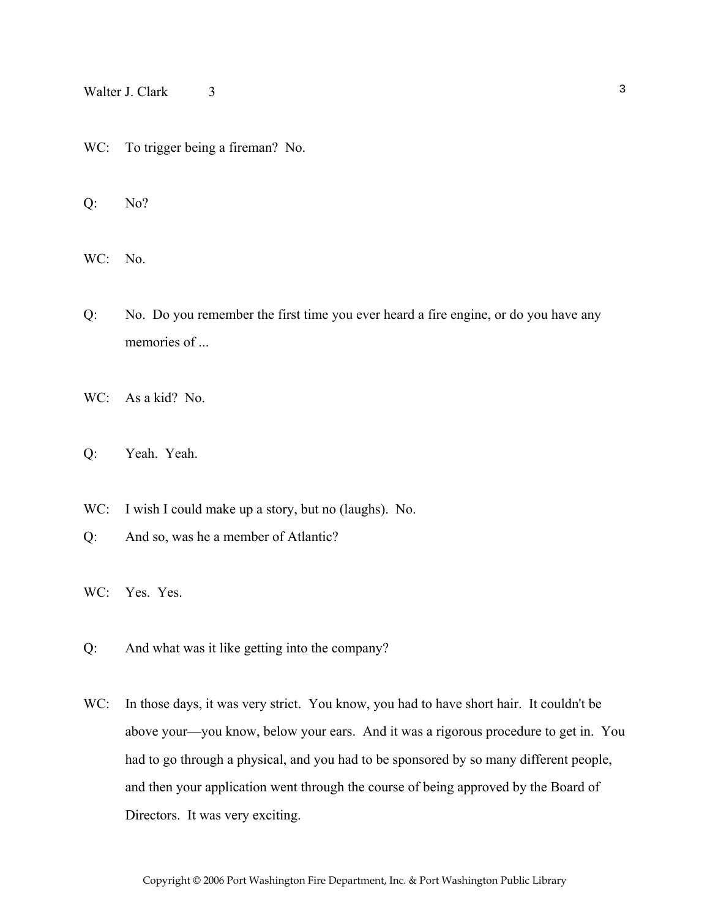WC: To trigger being a fireman? No.

Q: No?

WC: No.

Q: No. Do you remember the first time you ever heard a fire engine, or do you have any memories of ...

WC: As a kid? No.

Q: Yeah. Yeah.

WC: I wish I could make up a story, but no (laughs). No.

Q: And so, was he a member of Atlantic?

WC: Yes. Yes.

Q: And what was it like getting into the company?

WC: In those days, it was very strict. You know, you had to have short hair. It couldn't be above your—you know, below your ears. And it was a rigorous procedure to get in. You had to go through a physical, and you had to be sponsored by so many different people, and then your application went through the course of being approved by the Board of Directors. It was very exciting.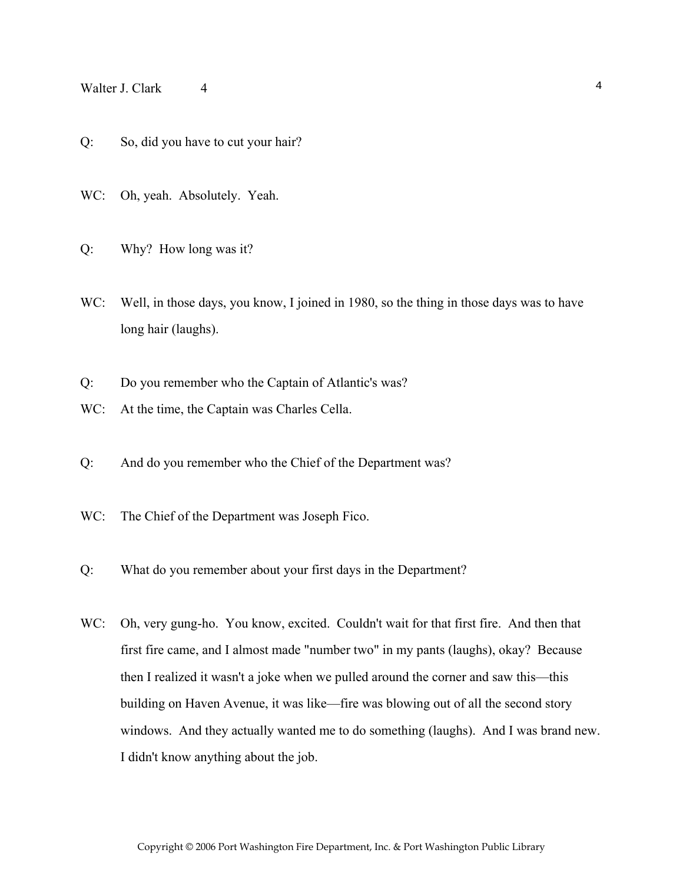Q: So, did you have to cut your hair?

WC: Oh, yeah. Absolutely. Yeah.

Q: Why? How long was it?

WC: Well, in those days, you know, I joined in 1980, so the thing in those days was to have long hair (laughs).

Q: Do you remember who the Captain of Atlantic's was?

WC: At the time, the Captain was Charles Cella.

Q: And do you remember who the Chief of the Department was?

WC: The Chief of the Department was Joseph Fico.

Q: What do you remember about your first days in the Department?

WC: Oh, very gung-ho. You know, excited. Couldn't wait for that first fire. And then that first fire came, and I almost made "number two" in my pants (laughs), okay? Because then I realized it wasn't a joke when we pulled around the corner and saw this—this building on Haven Avenue, it was like—fire was blowing out of all the second story windows. And they actually wanted me to do something (laughs). And I was brand new. I didn't know anything about the job.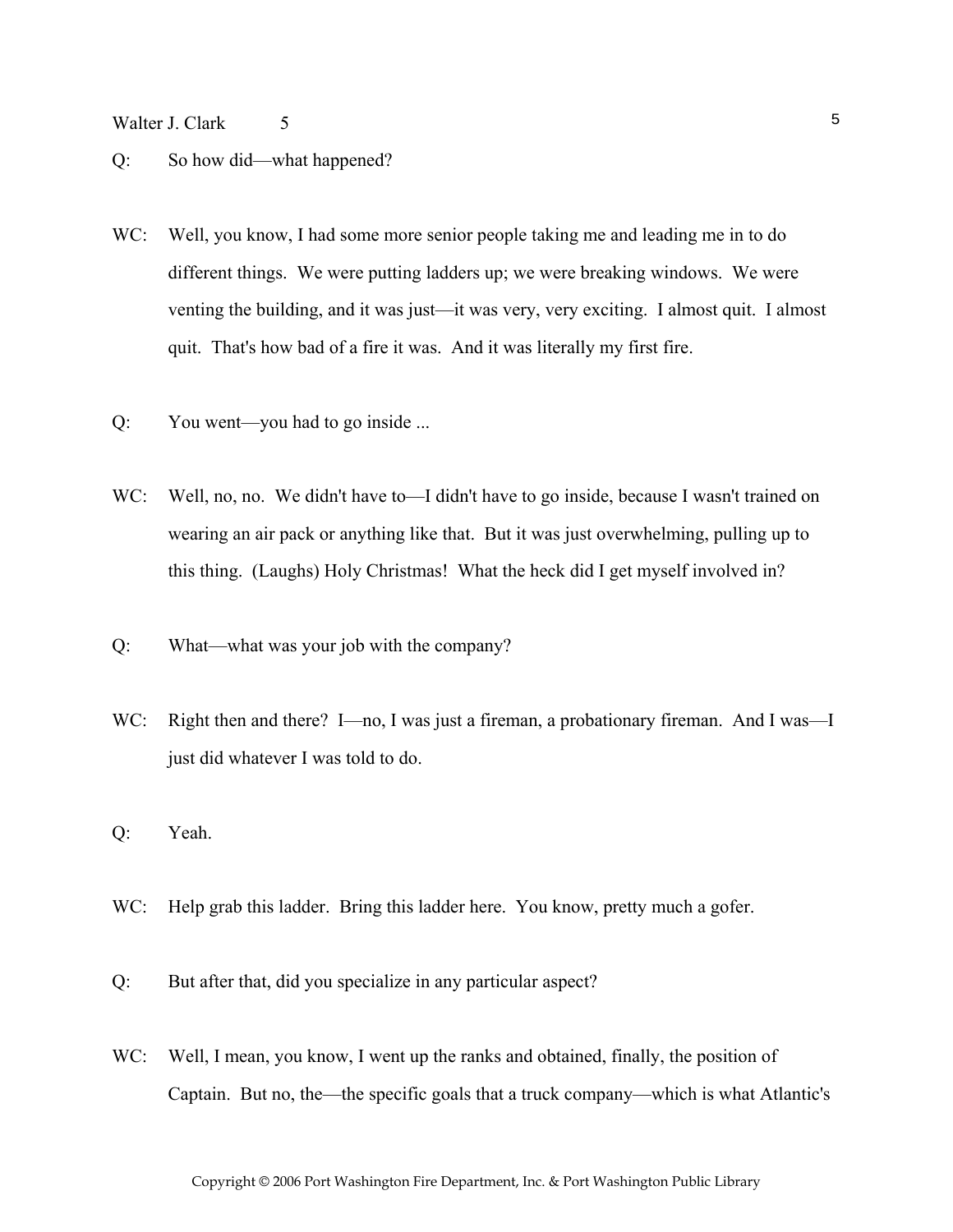Q: So how did—what happened?

WC: Well, you know, I had some more senior people taking me and leading me in to do different things. We were putting ladders up; we were breaking windows. We were venting the building, and it was just—it was very, very exciting. I almost quit. I almost quit. That's how bad of a fire it was. And it was literally my first fire.

Q: You went—you had to go inside ...

WC: Well, no, no. We didn't have to—I didn't have to go inside, because I wasn't trained on wearing an air pack or anything like that. But it was just overwhelming, pulling up to this thing. (Laughs) Holy Christmas! What the heck did I get myself involved in?

Q: What—what was your job with the company?

WC: Right then and there? I—no, I was just a fireman, a probationary fireman. And I was—I just did whatever I was told to do.

Q: Yeah.

WC: Help grab this ladder. Bring this ladder here. You know, pretty much a gofer.

Q: But after that, did you specialize in any particular aspect?

WC: Well, I mean, you know, I went up the ranks and obtained, finally, the position of Captain. But no, the—the specific goals that a truck company—which is what Atlantic's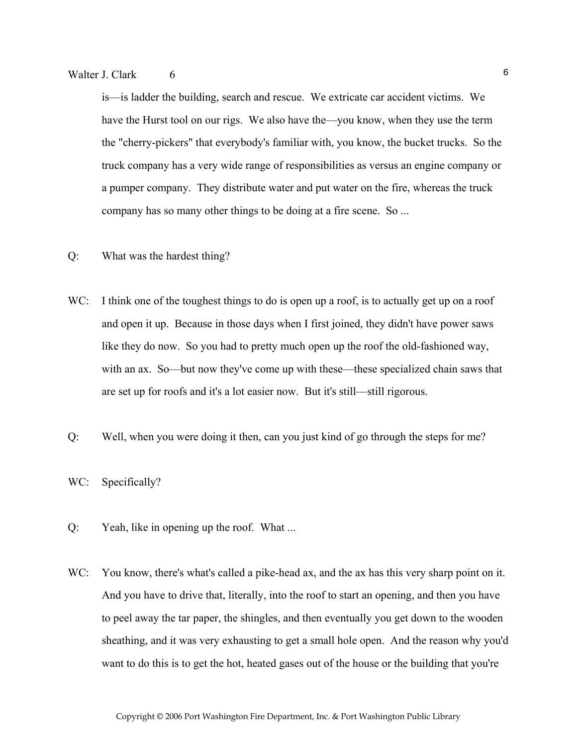is—is ladder the building, search and rescue. We extricate car accident victims. We have the Hurst tool on our rigs. We also have the—you know, when they use the term the "cherry-pickers" that everybody's familiar with, you know, the bucket trucks. So the truck company has a very wide range of responsibilities as versus an engine company or a pumper company. They distribute water and put water on the fire, whereas the truck company has so many other things to be doing at a fire scene. So ...

Q: What was the hardest thing?

WC: I think one of the toughest things to do is open up a roof, is to actually get up on a roof and open it up. Because in those days when I first joined, they didn't have power saws like they do now. So you had to pretty much open up the roof the old-fashioned way, with an ax. So—but now they've come up with these—these specialized chain saws that are set up for roofs and it's a lot easier now. But it's still—still rigorous.

Q: Well, when you were doing it then, can you just kind of go through the steps for me?

WC: Specifically?

Q: Yeah, like in opening up the roof. What ...

WC: You know, there's what's called a pike-head ax, and the ax has this very sharp point on it. And you have to drive that, literally, into the roof to start an opening, and then you have to peel away the tar paper, the shingles, and then eventually you get down to the wooden sheathing, and it was very exhausting to get a small hole open. And the reason why you'd want to do this is to get the hot, heated gases out of the house or the building that you're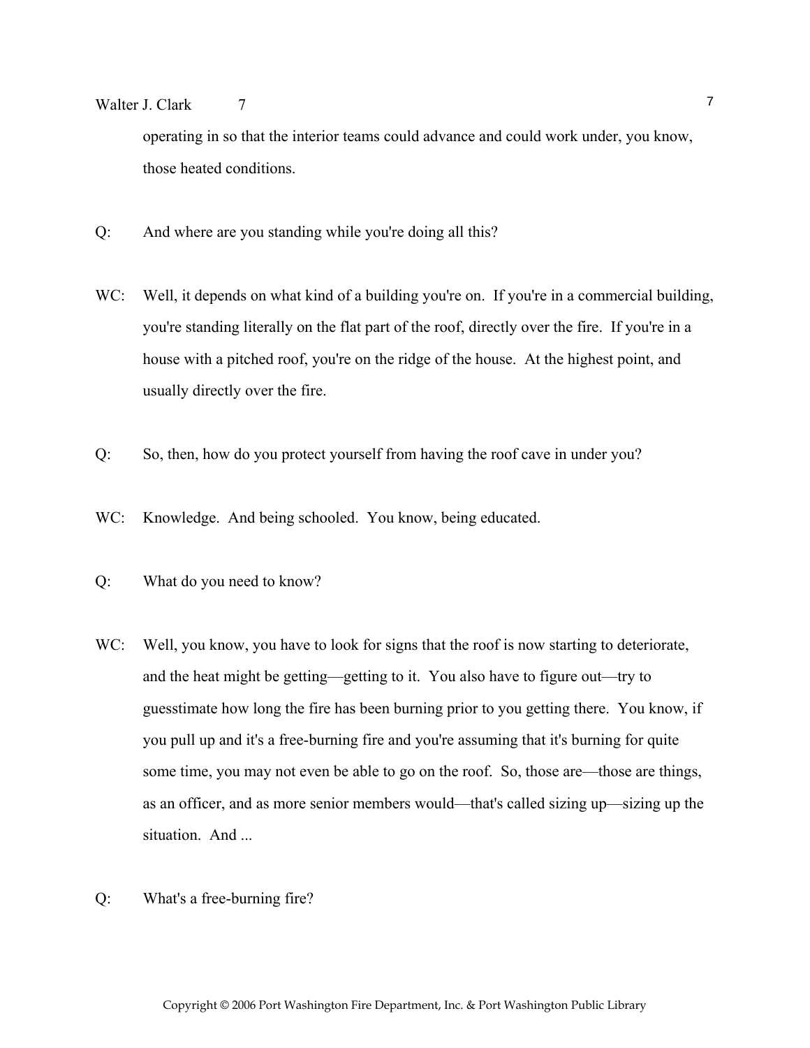operating in so that the interior teams could advance and could work under, you know, those heated conditions.

Q: And where are you standing while you're doing all this?

WC: Well, it depends on what kind of a building you're on. If you're in a commercial building, you're standing literally on the flat part of the roof, directly over the fire. If you're in a house with a pitched roof, you're on the ridge of the house. At the highest point, and usually directly over the fire.

Q: So, then, how do you protect yourself from having the roof cave in under you?

WC: Knowledge. And being schooled. You know, being educated.

Q: What do you need to know?

WC: Well, you know, you have to look for signs that the roof is now starting to deteriorate, and the heat might be getting—getting to it. You also have to figure out—try to guesstimate how long the fire has been burning prior to you getting there. You know, if you pull up and it's a free-burning fire and you're assuming that it's burning for quite some time, you may not even be able to go on the roof. So, those are—those are things, as an officer, and as more senior members would—that's called sizing up—sizing up the situation. And ...

Q: What's a free-burning fire?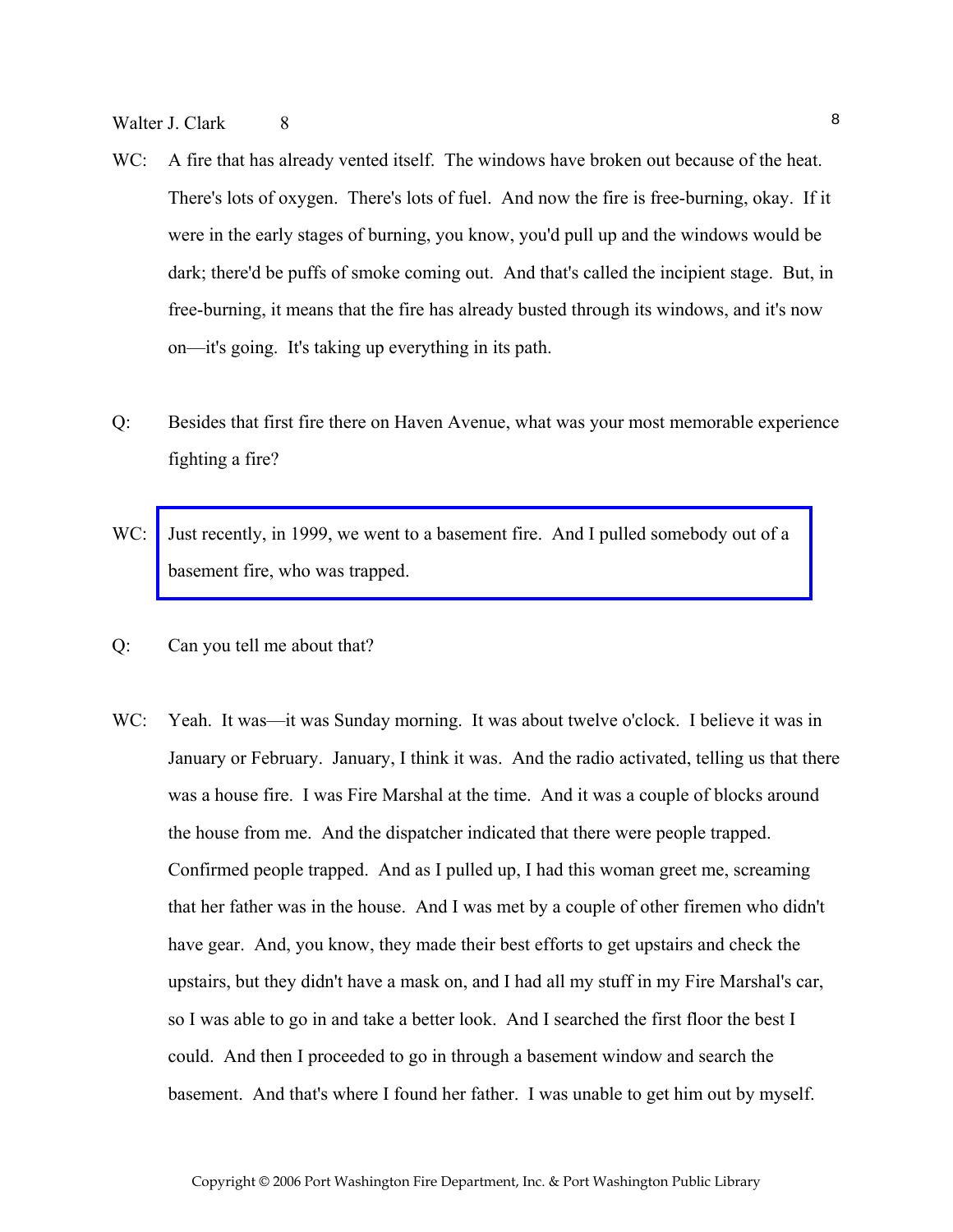WC: A fire that has already vented itself. The windows have broken out because of the heat. There's lots of oxygen. There's lots of fuel. And now the fire is free-burning, okay. If it were in the early stages of burning, you know, you'd pull up and the windows would be dark; there'd be puffs of smoke coming out. And that's called the incipient stage. But, in free-burning, it means that the fire has already busted through its windows, and it's now on—it's going. It's taking up everything in its path.

Q: Besides that first fire there on Haven Avenue, what was your most memorable experience fighting a fire?

WC: Just recently, in 1999, we went to a basement fire. And I pulled somebody out of a basement fire, who was trapped.

Q: Can you tell me about that?

WC: Yeah. It was—it was Sunday morning. It was about twelve o'clock. I believe it was in January or February. January, I think it was. And the radio activated, telling us that there was a house fire. I was Fire Marshal at the time. And it was a couple of blocks around the house from me. And the dispatcher indicated that there were people trapped. Confirmed people trapped. And as I pulled up, I had this woman greet me, screaming that her father was in the house. And I was met by a couple of other firemen who didn't have gear. And, you know, they made their best efforts to get upstairs and check the upstairs, but they didn't have a mask on, and I had all my stuff in my Fire Marshal's car, so I was able to go in and take a better look. And I searched the first floor the best I could. And then I proceeded to go in through a basement window and search the basement. And that's where I found her father. I was unable to get him out by myself.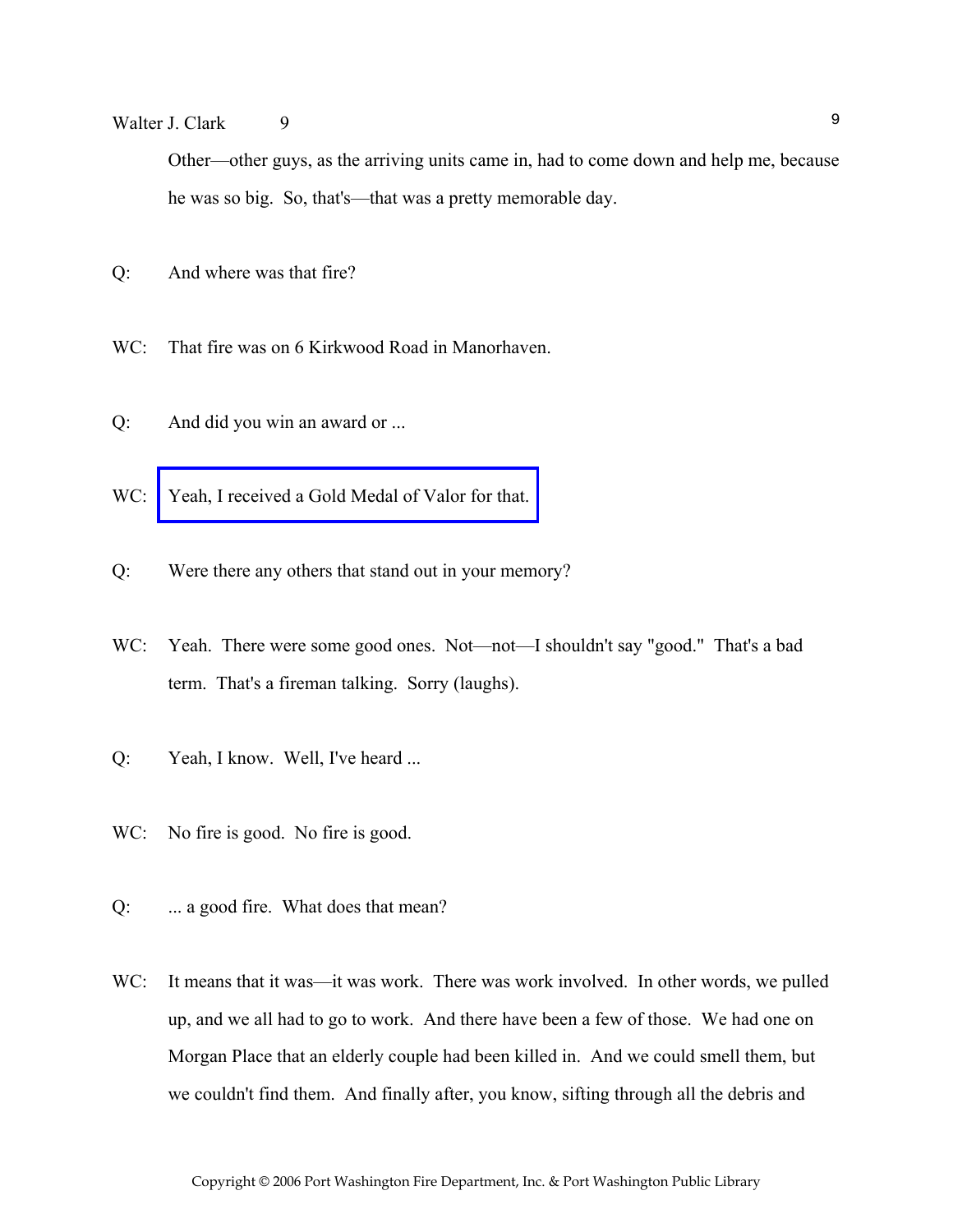Other—other guys, as the arriving units came in, had to come down and help me, because he was so big. So, that's—that was a pretty memorable day.

Q: And where was that fire?

WC: That fire was on 6 Kirkwood Road in Manorhaven.

Q: And did you win an award or ...

WC: Yeah, I received a Gold Medal of Valor for that.

Q: Were there any others that stand out in your memory?

WC: Yeah. There were some good ones. Not—not—I shouldn't say "good." That's a bad term. That's a fireman talking. Sorry (laughs).

Q: Yeah, I know. Well, I've heard ...

WC: No fire is good. No fire is good.

Q: ... a good fire. What does that mean?

WC: It means that it was—it was work. There was work involved. In other words, we pulled up, and we all had to go to work. And there have been a few of those. We had one on Morgan Place that an elderly couple had been killed in. And we could smell them, but we couldn't find them. And finally after, you know, sifting through all the debris and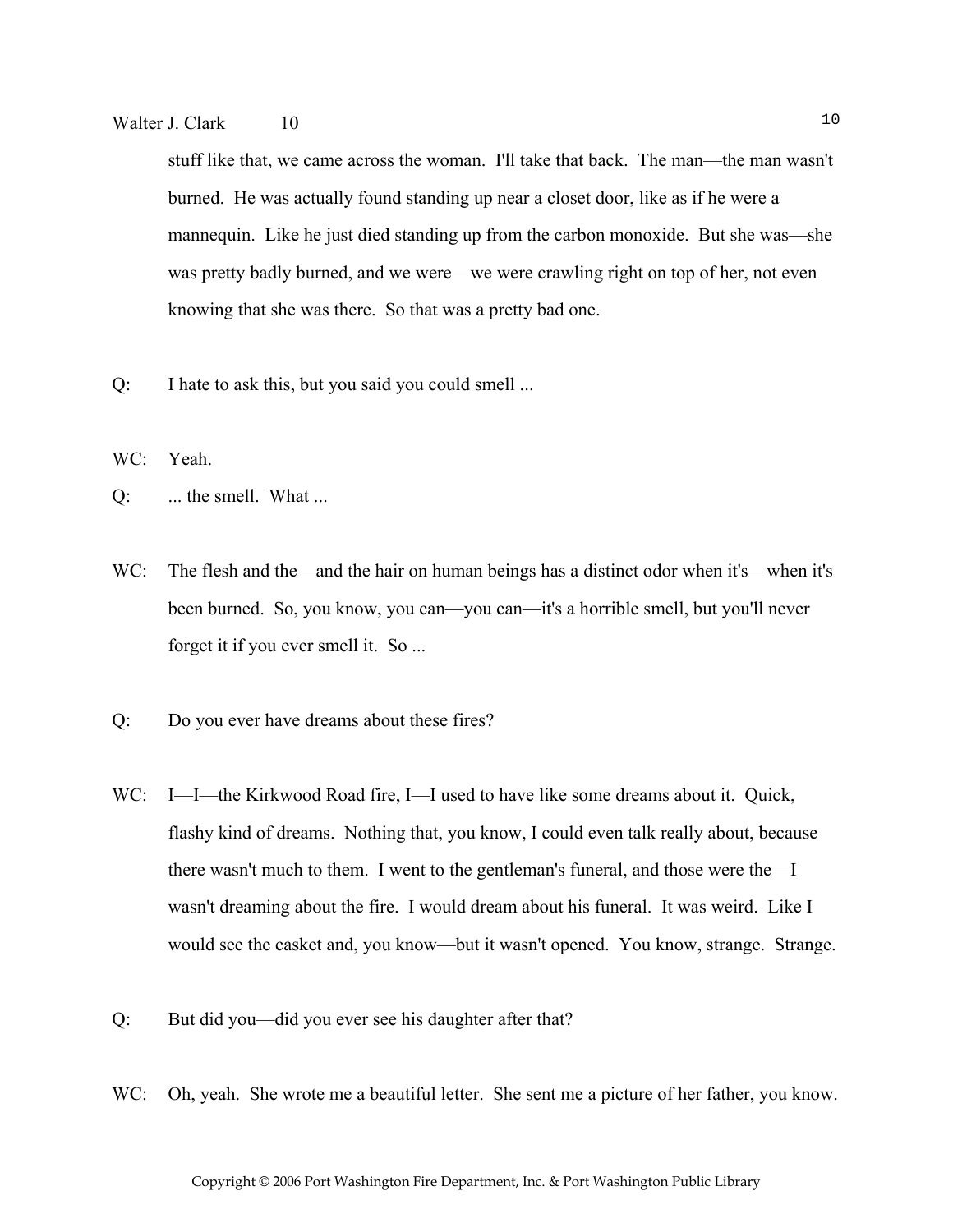stuff like that, we came across the woman. I'll take that back. The man—the man wasn't burned. He was actually found standing up near a closet door, like as if he were a mannequin. Like he just died standing up from the carbon monoxide. But she was—she was pretty badly burned, and we were—we were crawling right on top of her, not even knowing that she was there. So that was a pretty bad one.

Q: I hate to ask this, but you said you could smell ...

WC: Yeah.

Q: ... the smell. What ...

WC: The flesh and the—and the hair on human beings has a distinct odor when it's—when it's been burned. So, you know, you can—you can—it's a horrible smell, but you'll never forget it if you ever smell it. So ...

Q: Do you ever have dreams about these fires?

WC: I—I—the Kirkwood Road fire, I—I used to have like some dreams about it. Quick, flashy kind of dreams. Nothing that, you know, I could even talk really about, because there wasn't much to them. I went to the gentleman's funeral, and those were the—I wasn't dreaming about the fire. I would dream about his funeral. It was weird. Like I would see the casket and, you know—but it wasn't opened. You know, strange. Strange.

Q: But did you—did you ever see his daughter after that?

WC: Oh, yeah. She wrote me a beautiful letter. She sent me a picture of her father, you know.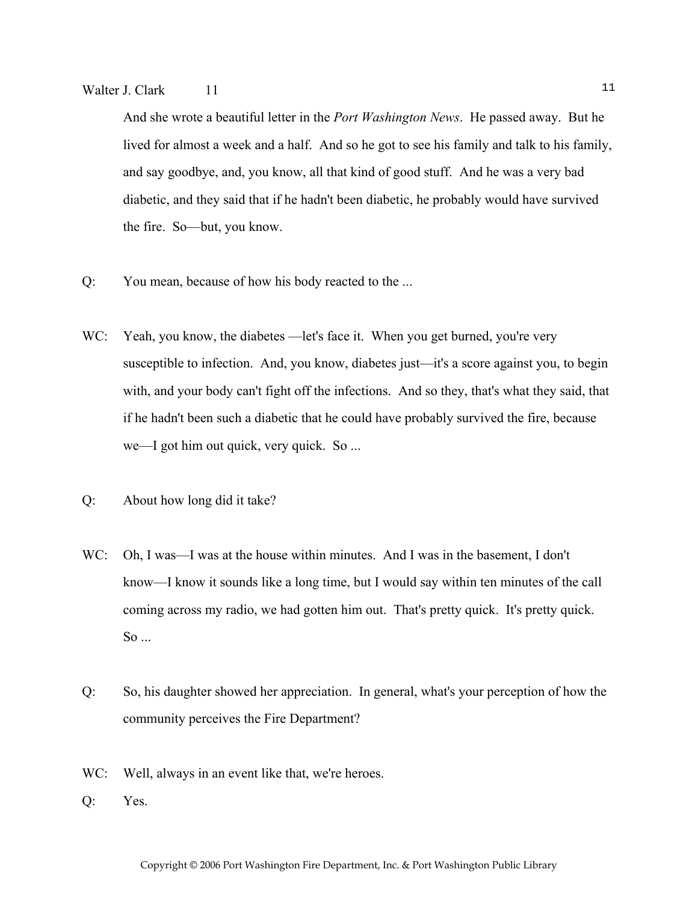And she wrote a beautiful letter in the *Port Washington News*. He passed away. But he lived for almost a week and a half. And so he got to see his family and talk to his family, and say goodbye, and, you know, all that kind of good stuff. And he was a very bad diabetic, and they said that if he hadn't been diabetic, he probably would have survived the fire. So—but, you know.

Q: You mean, because of how his body reacted to the ...

WC: Yeah, you know, the diabetes —let's face it. When you get burned, you're very susceptible to infection. And, you know, diabetes just—it's a score against you, to begin with, and your body can't fight off the infections. And so they, that's what they said, that if he hadn't been such a diabetic that he could have probably survived the fire, because we—I got him out quick, very quick. So ...

Q: About how long did it take?

WC: Oh, I was—I was at the house within minutes. And I was in the basement, I don't know—I know it sounds like a long time, but I would say within ten minutes of the call coming across my radio, we had gotten him out. That's pretty quick. It's pretty quick. So ...

Q: So, his daughter showed her appreciation. In general, what's your perception of how the community perceives the Fire Department?

WC: Well, always in an event like that, we're heroes.

Q: Yes.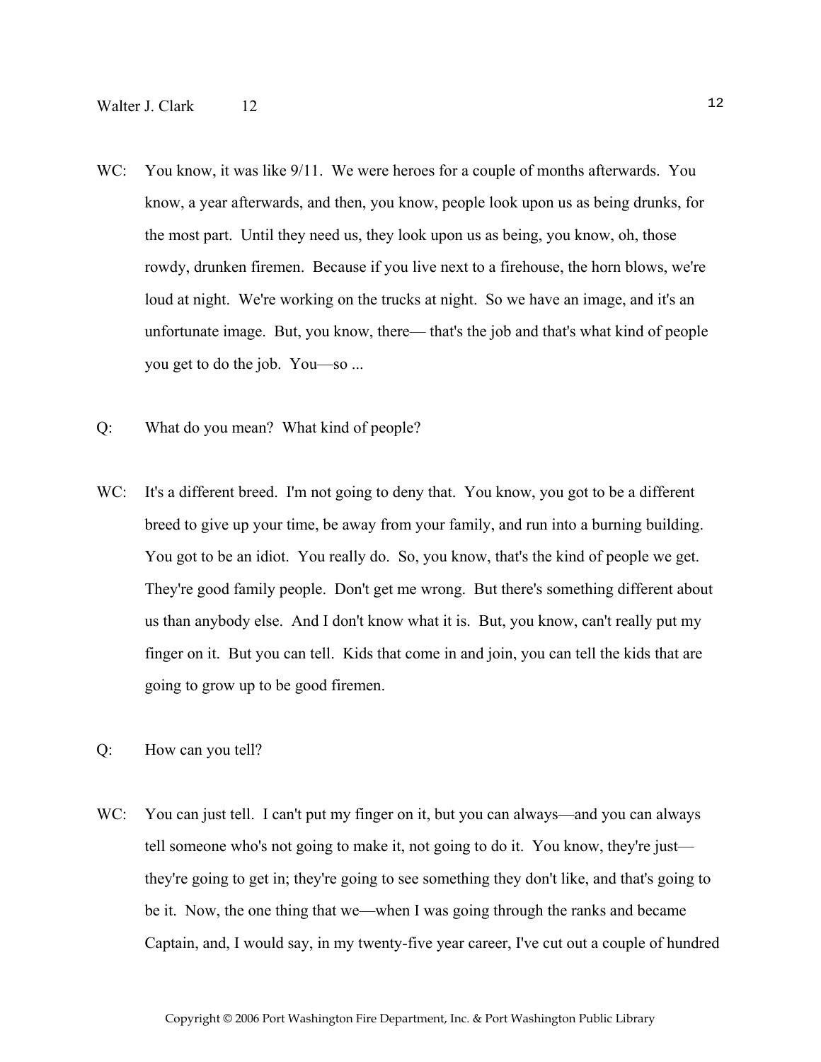WC: You know, it was like 9/11. We were heroes for a couple of months afterwards. You know, a year afterwards, and then, you know, people look upon us as being drunks, for the most part. Until they need us, they look upon us as being, you know, oh, those rowdy, drunken firemen. Because if you live next to a firehouse, the horn blows, we're loud at night. We're working on the trucks at night. So we have an image, and it's an unfortunate image. But, you know, there— that's the job and that's what kind of people you get to do the job. You—so ...

Q: What do you mean? What kind of people?

WC: It's a different breed. I'm not going to deny that. You know, you got to be a different breed to give up your time, be away from your family, and run into a burning building. You got to be an idiot. You really do. So, you know, that's the kind of people we get. They're good family people. Don't get me wrong. But there's something different about us than anybody else. And I don't know what it is. But, you know, can't really put my finger on it. But you can tell. Kids that come in and join, you can tell the kids that are going to grow up to be good firemen.

Q: How can you tell?

WC: You can just tell. I can't put my finger on it, but you can always—and you can always tell someone who's not going to make it, not going to do it. You know, they're just— they're going to get in; they're going to see something they don't like, and that's going to be it. Now, the one thing that we—when I was going through the ranks and became Captain, and, I would say, in my twenty-five year career, I've cut out a couple of hundred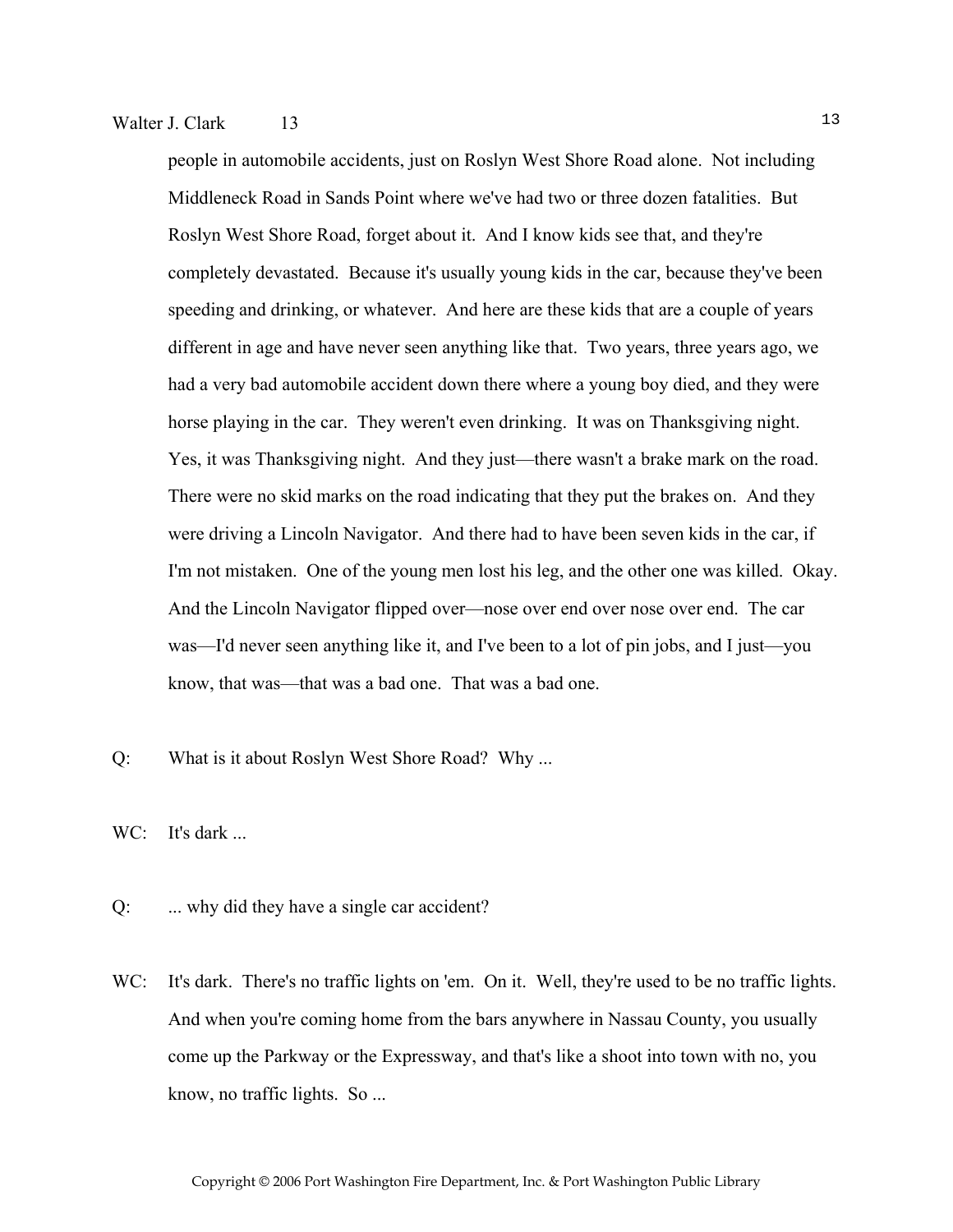people in automobile accidents, just on Roslyn West Shore Road alone. Not including Middleneck Road in Sands Point where we've had two or three dozen fatalities. But Roslyn West Shore Road, forget about it. And I know kids see that, and they're completely devastated. Because it's usually young kids in the car, because they've been speeding and drinking, or whatever. And here are these kids that are a couple of years different in age and have never seen anything like that. Two years, three years ago, we had a very bad automobile accident down there where a young boy died, and they were horse playing in the car. They weren't even drinking. It was on Thanksgiving night. Yes, it was Thanksgiving night. And they just—there wasn't a brake mark on the road. There were no skid marks on the road indicating that they put the brakes on. And they were driving a Lincoln Navigator. And there had to have been seven kids in the car, if I'm not mistaken. One of the young men lost his leg, and the other one was killed. Okay. And the Lincoln Navigator flipped over—nose over end over nose over end. The car was—I'd never seen anything like it, and I've been to a lot of pin jobs, and I just—you know, that was—that was a bad one. That was a bad one.

Q: What is it about Roslyn West Shore Road? Why ...

WC: It's dark ...

Q: ... why did they have a single car accident?

WC: It's dark. There's no traffic lights on 'em. On it. Well, they're used to be no traffic lights. And when you're coming home from the bars anywhere in Nassau County, you usually come up the Parkway or the Expressway, and that's like a shoot into town with no, you know, no traffic lights. So ...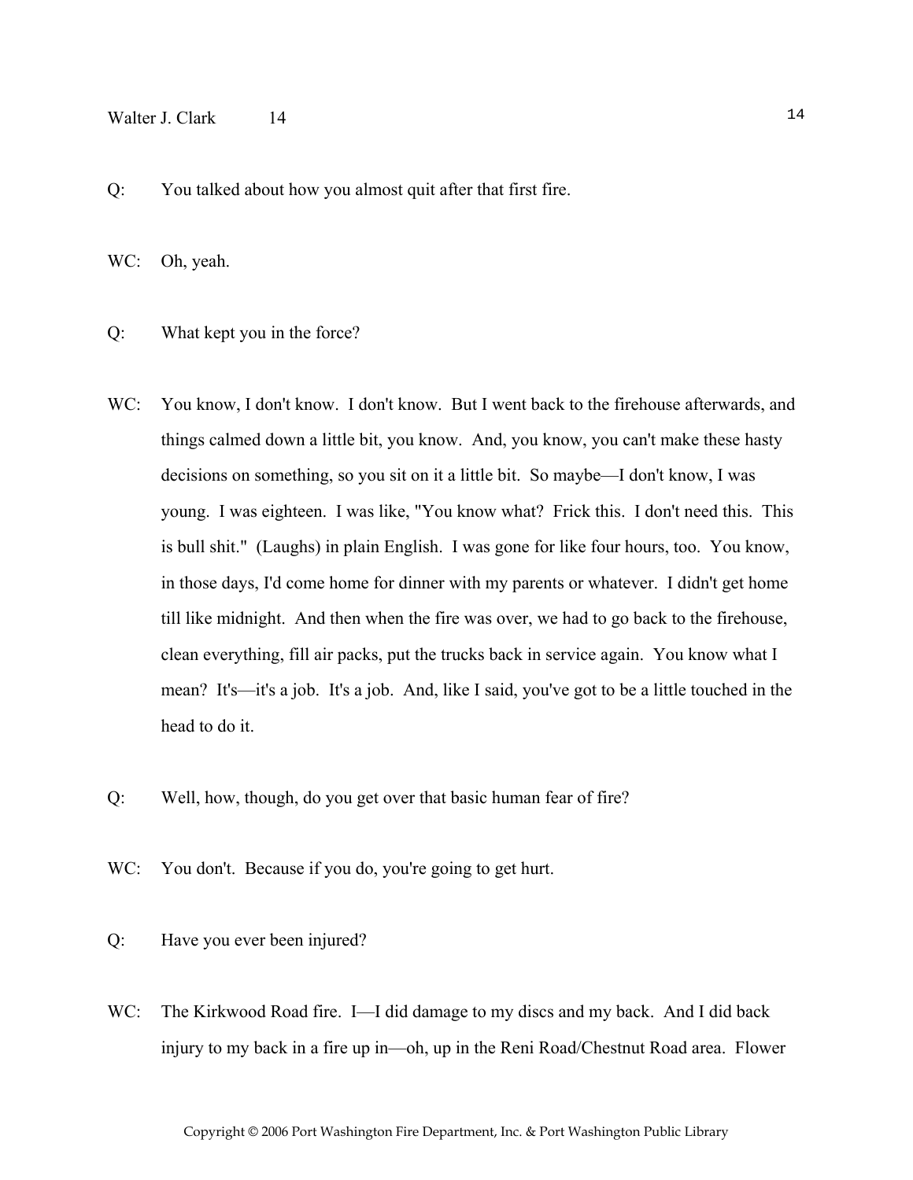Q: You talked about how you almost quit after that first fire.

WC: Oh, yeah.

Q: What kept you in the force?

WC: You know, I don't know. I don't know. But I went back to the firehouse afterwards, and things calmed down a little bit, you know. And, you know, you can't make these hasty decisions on something, so you sit on it a little bit. So maybe—I don't know, I was young. I was eighteen. I was like, "You know what? Frick this. I don't need this. This is bull shit." (Laughs) in plain English. I was gone for like four hours, too. You know, in those days, I'd come home for dinner with my parents or whatever. I didn't get home till like midnight. And then when the fire was over, we had to go back to the firehouse, clean everything, fill air packs, put the trucks back in service again. You know what I mean? It's—it's a job. It's a job. And, like I said, you've got to be a little touched in the head to do it.

Q: Well, how, though, do you get over that basic human fear of fire?

WC: You don't. Because if you do, you're going to get hurt.

Q: Have you ever been injured?

WC: The Kirkwood Road fire. I—I did damage to my discs and my back. And I did back injury to my back in a fire up in—oh, up in the Reni Road/Chestnut Road area. Flower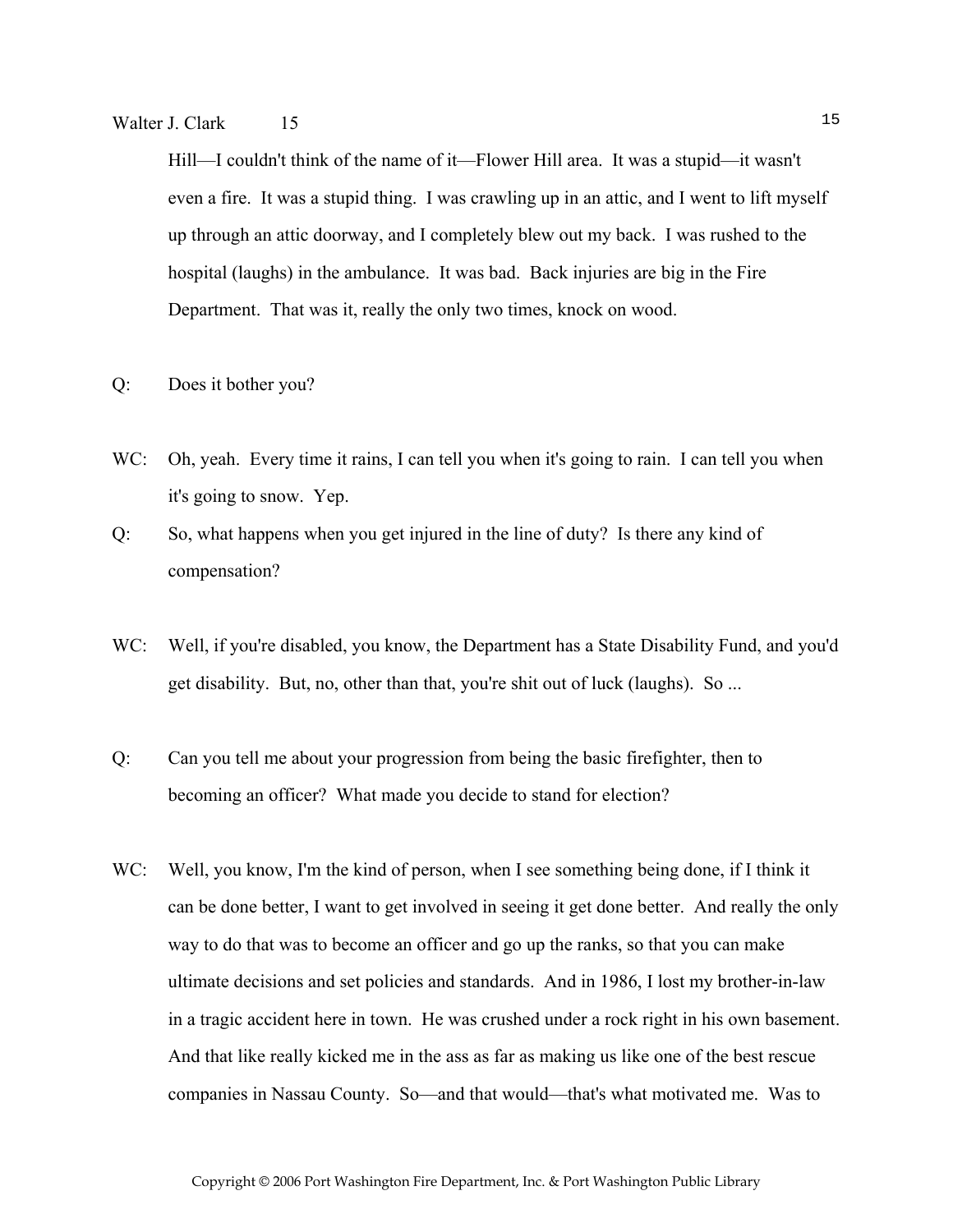Hill—I couldn't think of the name of it—Flower Hill area. It was a stupid—it wasn't even a fire. It was a stupid thing. I was crawling up in an attic, and I went to lift myself up through an attic doorway, and I completely blew out my back. I was rushed to the hospital (laughs) in the ambulance. It was bad. Back injuries are big in the Fire Department. That was it, really the only two times, knock on wood.

Q: Does it bother you?

WC: Oh, yeah. Every time it rains, I can tell you when it's going to rain. I can tell you when it's going to snow. Yep.

Q: So, what happens when you get injured in the line of duty? Is there any kind of compensation?

WC: Well, if you're disabled, you know, the Department has a State Disability Fund, and you'd get disability. But, no, other than that, you're shit out of luck (laughs). So ...

Q: Can you tell me about your progression from being the basic firefighter, then to becoming an officer? What made you decide to stand for election?

WC: Well, you know, I'm the kind of person, when I see something being done, if I think it can be done better, I want to get involved in seeing it get done better. And really the only way to do that was to become an officer and go up the ranks, so that you can make ultimate decisions and set policies and standards. And in 1986, I lost my brother-in-law in a tragic accident here in town. He was crushed under a rock right in his own basement. And that like really kicked me in the ass as far as making us like one of the best rescue companies in Nassau County. So—and that would—that's what motivated me. Was to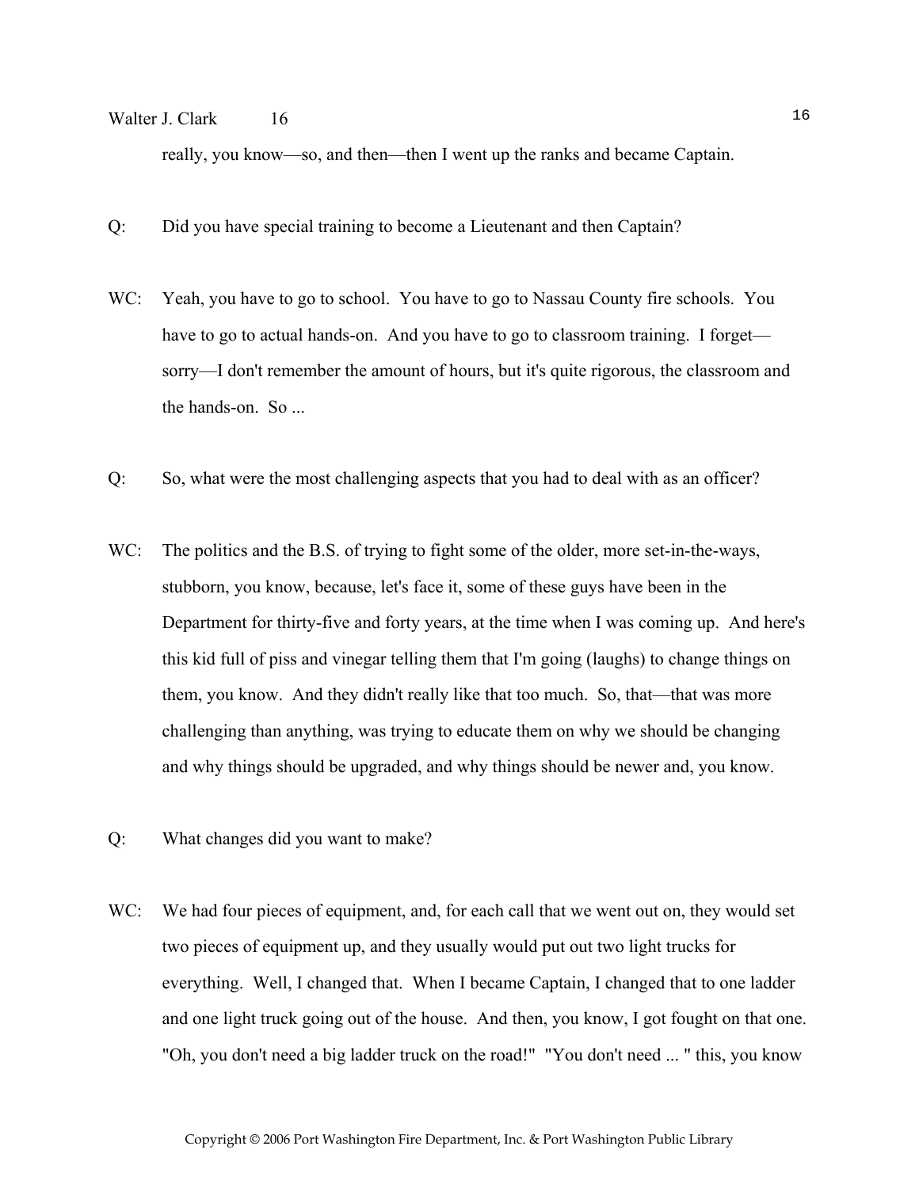really, you know—so, and then—then I went up the ranks and became Captain.

Q: Did you have special training to become a Lieutenant and then Captain?

WC: Yeah, you have to go to school. You have to go to Nassau County fire schools. You have to go to actual hands-on. And you have to go to classroom training. I forget—sorry—I don't remember the amount of hours, but it's quite rigorous, the classroom and the hands-on. So ...

Q: So, what were the most challenging aspects that you had to deal with as an officer?

WC: The politics and the B.S. of trying to fight some of the older, more set-in-the-ways, stubborn, you know, because, let's face it, some of these guys have been in the Department for thirty-five and forty years, at the time when I was coming up. And here's this kid full of piss and vinegar telling them that I'm going (laughs) to change things on them, you know. And they didn't really like that too much. So, that—that was more challenging than anything, was trying to educate them on why we should be changing and why things should be upgraded, and why things should be newer and, you know.

Q: What changes did you want to make?

WC: We had four pieces of equipment, and, for each call that we went out on, they would set two pieces of equipment up, and they usually would put out two light trucks for everything. Well, I changed that. When I became Captain, I changed that to one ladder and one light truck going out of the house. And then, you know, I got fought on that one. "Oh, you don't need a big ladder truck on the road!" "You don't need ... " this, you know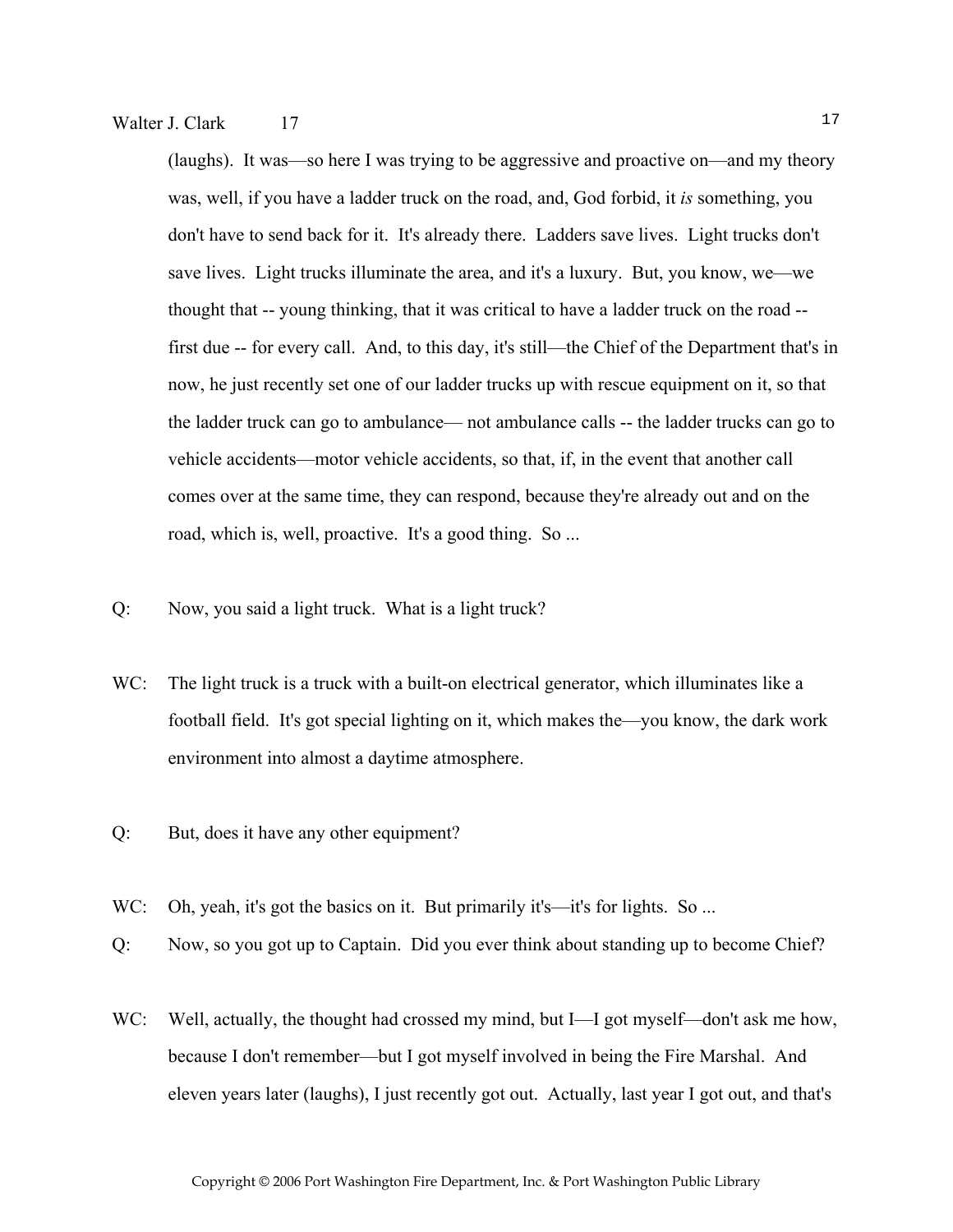(laughs). It was—so here I was trying to be aggressive and proactive on—and my theory was, well, if you have a ladder truck on the road, and, God forbid, it *is* something, you don't have to send back for it. It's already there. Ladders save lives. Light trucks don't save lives. Light trucks illuminate the area, and it's a luxury. But, you know, we—we thought that -- young thinking, that it was critical to have a ladder truck on the road -- first due -- for every call. And, to this day, it's still—the Chief of the Department that's in now, he just recently set one of our ladder trucks up with rescue equipment on it, so that the ladder truck can go to ambulance— not ambulance calls -- the ladder trucks can go to vehicle accidents—motor vehicle accidents, so that, if, in the event that another call comes over at the same time, they can respond, because they're already out and on the road, which is, well, proactive. It's a good thing. So ...

Q: Now, you said a light truck. What is a light truck?

WC: The light truck is a truck with a built-on electrical generator, which illuminates like a football field. It's got special lighting on it, which makes the—you know, the dark work environment into almost a daytime atmosphere.

Q: But, does it have any other equipment?

WC: Oh, yeah, it's got the basics on it. But primarily it's—it's for lights. So ...

Q: Now, so you got up to Captain. Did you ever think about standing up to become Chief?

WC: Well, actually, the thought had crossed my mind, but I—I got myself—don't ask me how, because I don't remember—but I got myself involved in being the Fire Marshal. And eleven years later (laughs), I just recently got out. Actually, last year I got out, and that's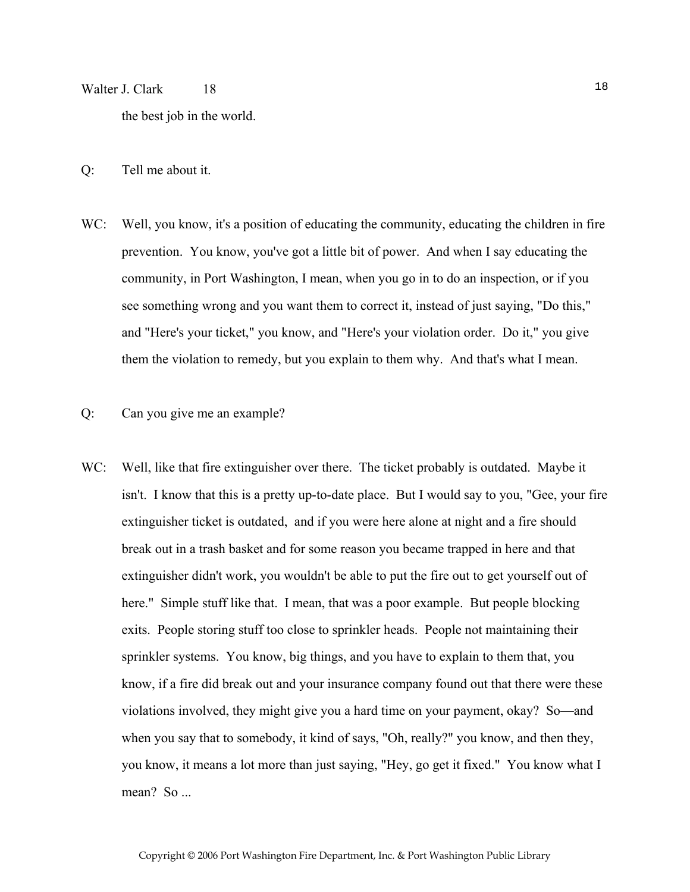the best job in the world.

Q: Tell me about it.

WC: Well, you know, it's a position of educating the community, educating the children in fire prevention. You know, you've got a little bit of power. And when I say educating the community, in Port Washington, I mean, when you go in to do an inspection, or if you see something wrong and you want them to correct it, instead of just saying, "Do this," and "Here's your ticket," you know, and "Here's your violation order. Do it," you give them the violation to remedy, but you explain to them why. And that's what I mean.

Q: Can you give me an example?

WC: Well, like that fire extinguisher over there. The ticket probably is outdated. Maybe it isn't. I know that this is a pretty up-to-date place. But I would say to you, "Gee, your fire extinguisher ticket is outdated, and if you were here alone at night and a fire should break out in a trash basket and for some reason you became trapped in here and that extinguisher didn't work, you wouldn't be able to put the fire out to get yourself out of here." Simple stuff like that. I mean, that was a poor example. But people blocking exits. People storing stuff too close to sprinkler heads. People not maintaining their sprinkler systems. You know, big things, and you have to explain to them that, you know, if a fire did break out and your insurance company found out that there were these violations involved, they might give you a hard time on your payment, okay? So—and when you say that to somebody, it kind of says, "Oh, really?" you know, and then they, you know, it means a lot more than just saying, "Hey, go get it fixed." You know what I mean? So ...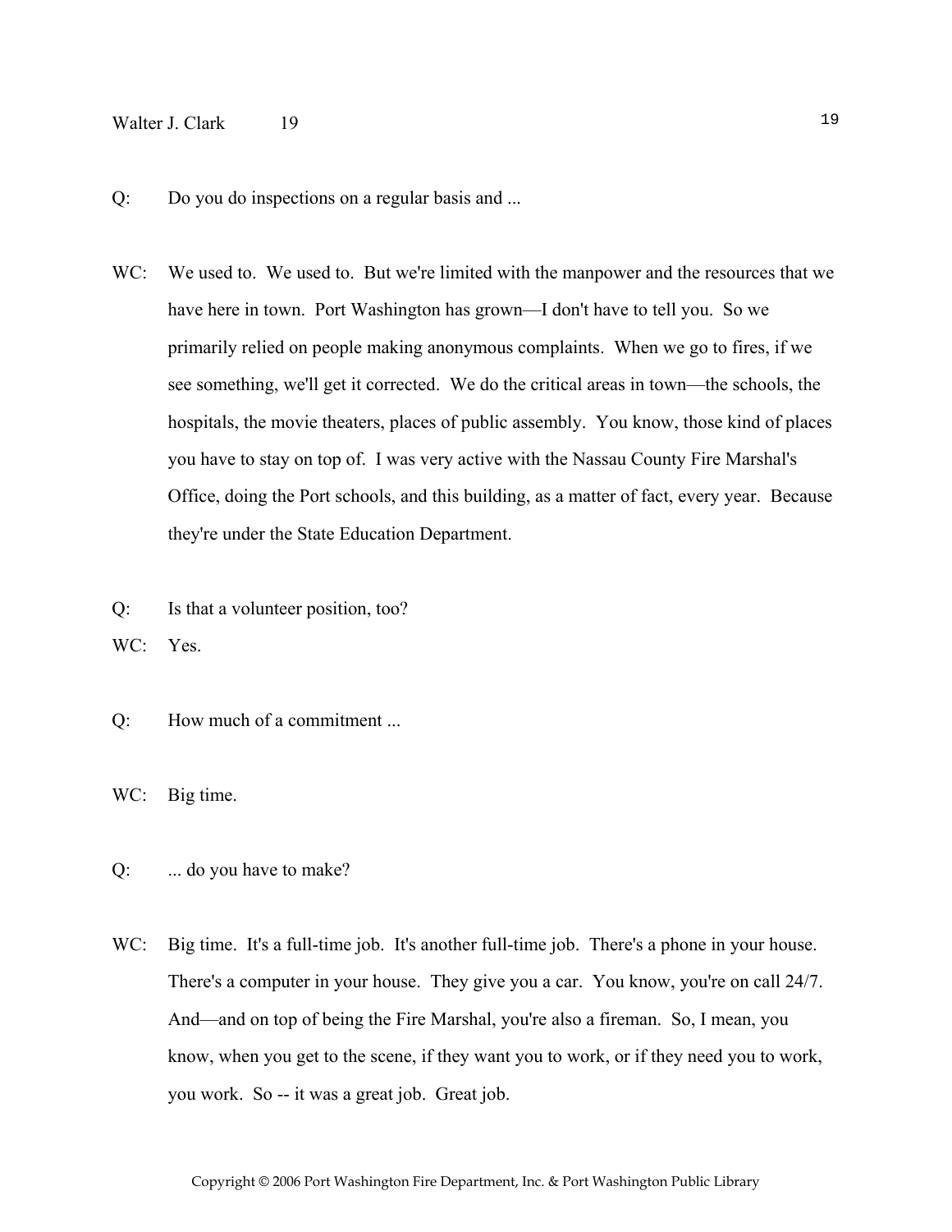Q: Do you do inspections on a regular basis and ...

WC: We used to. We used to. But we're limited with the manpower and the resources that we have here in town. Port Washington has grown—I don't have to tell you. So we primarily relied on people making anonymous complaints. When we go to fires, if we see something, we'll get it corrected. We do the critical areas in town—the schools, the hospitals, the movie theaters, places of public assembly. You know, those kind of places you have to stay on top of. I was very active with the Nassau County Fire Marshal's Office, doing the Port schools, and this building, as a matter of fact, every year. Because they're under the State Education Department.

Q: Is that a volunteer position, too?

WC: Yes.

Q: How much of a commitment ...

WC: Big time.

Q: ... do you have to make?

WC: Big time. It's a full-time job. It's another full-time job. There's a phone in your house. There's a computer in your house. They give you a car. You know, you're on call 24/7. And—and on top of being the Fire Marshal, you're also a fireman. So, I mean, you know, when you get to the scene, if they want you to work, or if they need you to work, you work. So -- it was a great job. Great job.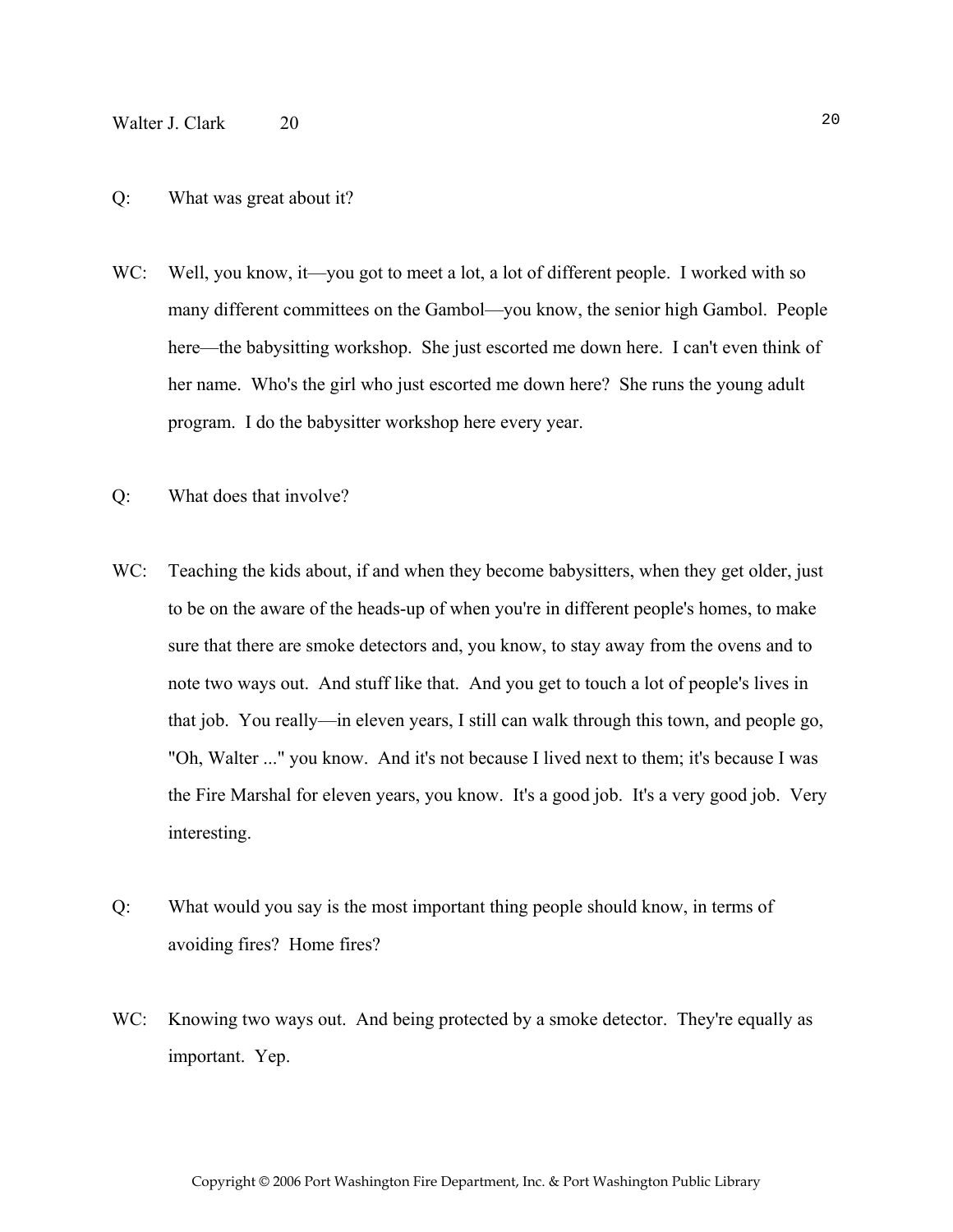Q: What was great about it?

WC: Well, you know, it—you got to meet a lot, a lot of different people. I worked with so many different committees on the Gambol—you know, the senior high Gambol. People here—the babysitting workshop. She just escorted me down here. I can't even think of her name. Who's the girl who just escorted me down here? She runs the young adult program. I do the babysitter workshop here every year.

Q: What does that involve?

WC: Teaching the kids about, if and when they become babysitters, when they get older, just to be on the aware of the heads-up of when you're in different people's homes, to make sure that there are smoke detectors and, you know, to stay away from the ovens and to note two ways out. And stuff like that. And you get to touch a lot of people's lives in that job. You really—in eleven years, I still can walk through this town, and people go, "Oh, Walter ..." you know. And it's not because I lived next to them; it's because I was the Fire Marshal for eleven years, you know. It's a good job. It's a very good job. Very interesting.

Q: What would you say is the most important thing people should know, in terms of avoiding fires? Home fires?

WC: Knowing two ways out. And being protected by a smoke detector. They're equally as important. Yep.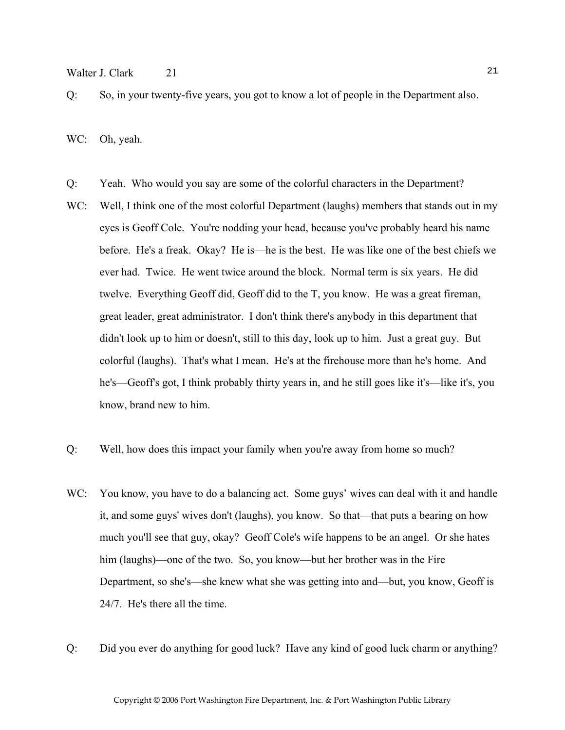Q: So, in your twenty-five years, you got to know a lot of people in the Department also.

WC: Oh, yeah.

Q: Yeah. Who would you say are some of the colorful characters in the Department?

WC: Well, I think one of the most colorful Department (laughs) members that stands out in my eyes is Geoff Cole. You're nodding your head, because you've probably heard his name before. He's a freak. Okay? He is—he is the best. He was like one of the best chiefs we ever had. Twice. He went twice around the block. Normal term is six years. He did twelve. Everything Geoff did, Geoff did to the T, you know. He was a great fireman, great leader, great administrator. I don't think there's anybody in this department that didn't look up to him or doesn't, still to this day, look up to him. Just a great guy. But colorful (laughs). That's what I mean. He's at the firehouse more than he's home. And he's—Geoff's got, I think probably thirty years in, and he still goes like it's—like it's, you know, brand new to him.

Q: Well, how does this impact your family when you're away from home so much?

WC: You know, you have to do a balancing act. Some guys' wives can deal with it and handle it, and some guys' wives don't (laughs), you know. So that—that puts a bearing on how much you'll see that guy, okay? Geoff Cole's wife happens to be an angel. Or she hates him (laughs)—one of the two. So, you know—but her brother was in the Fire Department, so she's—she knew what she was getting into and—but, you know, Geoff is 24/7. He's there all the time.

Q: Did you ever do anything for good luck? Have any kind of good luck charm or anything?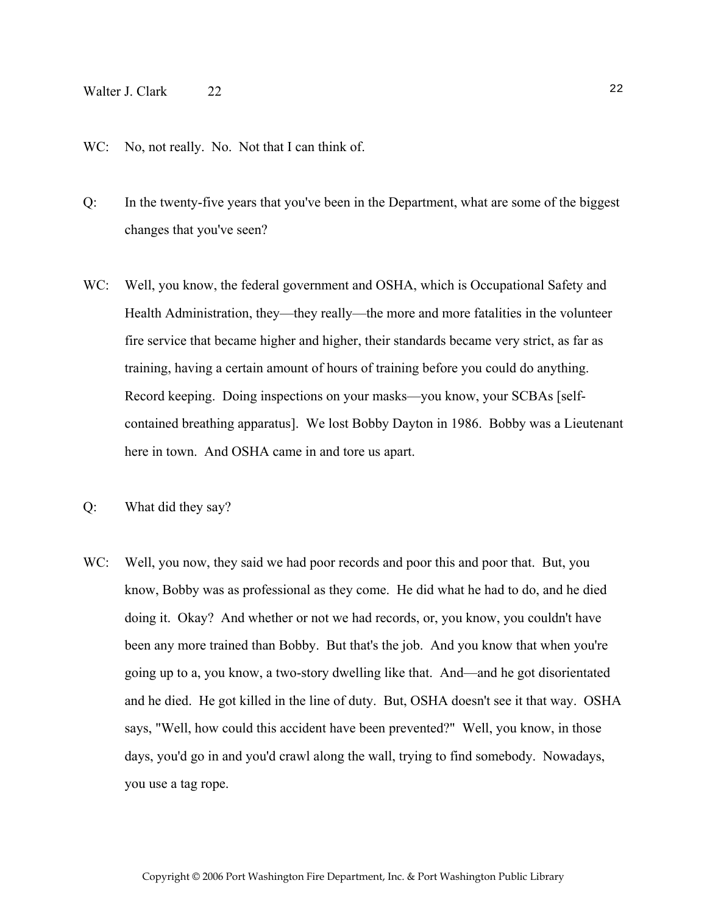WC: No, not really. No. Not that I can think of.

Q: In the twenty-five years that you've been in the Department, what are some of the biggest changes that you've seen?

WC: Well, you know, the federal government and OSHA, which is Occupational Safety and Health Administration, they—they really—the more and more fatalities in the volunteer fire service that became higher and higher, their standards became very strict, as far as training, having a certain amount of hours of training before you could do anything. Record keeping. Doing inspections on your masks—you know, your SCBAs [self-contained breathing apparatus]. We lost Bobby Dayton in 1986. Bobby was a Lieutenant here in town. And OSHA came in and tore us apart.

Q: What did they say?

WC: Well, you now, they said we had poor records and poor this and poor that. But, you know, Bobby was as professional as they come. He did what he had to do, and he died doing it. Okay? And whether or not we had records, or, you know, you couldn't have been any more trained than Bobby. But that's the job. And you know that when you're going up to a, you know, a two-story dwelling like that. And—and he got disorientated and he died. He got killed in the line of duty. But, OSHA doesn't see it that way. OSHA says, "Well, how could this accident have been prevented?" Well, you know, in those days, you'd go in and you'd crawl along the wall, trying to find somebody. Nowadays, you use a tag rope.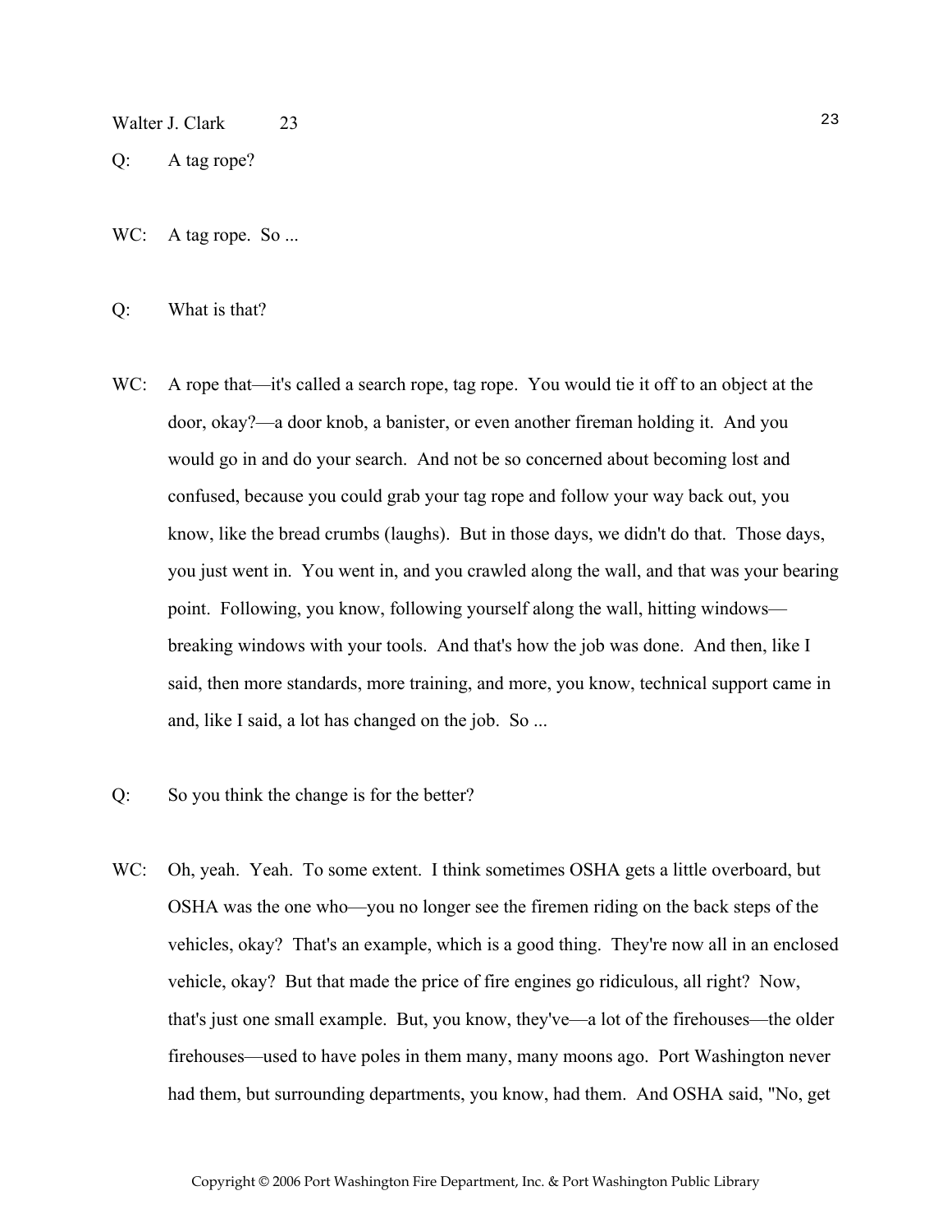Q: A tag rope?

WC: A tag rope. So ...

Q: What is that?

WC: A rope that—it's called a search rope, tag rope. You would tie it off to an object at the door, okay?—a door knob, a banister, or even another fireman holding it. And you would go in and do your search. And not be so concerned about becoming lost and confused, because you could grab your tag rope and follow your way back out, you know, like the bread crumbs (laughs). But in those days, we didn't do that. Those days, you just went in. You went in, and you crawled along the wall, and that was your bearing point. Following, you know, following yourself along the wall, hitting windows—breaking windows with your tools. And that's how the job was done. And then, like I said, then more standards, more training, and more, you know, technical support came in and, like I said, a lot has changed on the job. So ...

Q: So you think the change is for the better?

WC: Oh, yeah. Yeah. To some extent. I think sometimes OSHA gets a little overboard, but OSHA was the one who—you no longer see the firemen riding on the back steps of the vehicles, okay? That's an example, which is a good thing. They're now all in an enclosed vehicle, okay? But that made the price of fire engines go ridiculous, all right? Now, that's just one small example. But, you know, they've—a lot of the firehouses—the older firehouses—used to have poles in them many, many moons ago. Port Washington never had them, but surrounding departments, you know, had them. And OSHA said, "No, get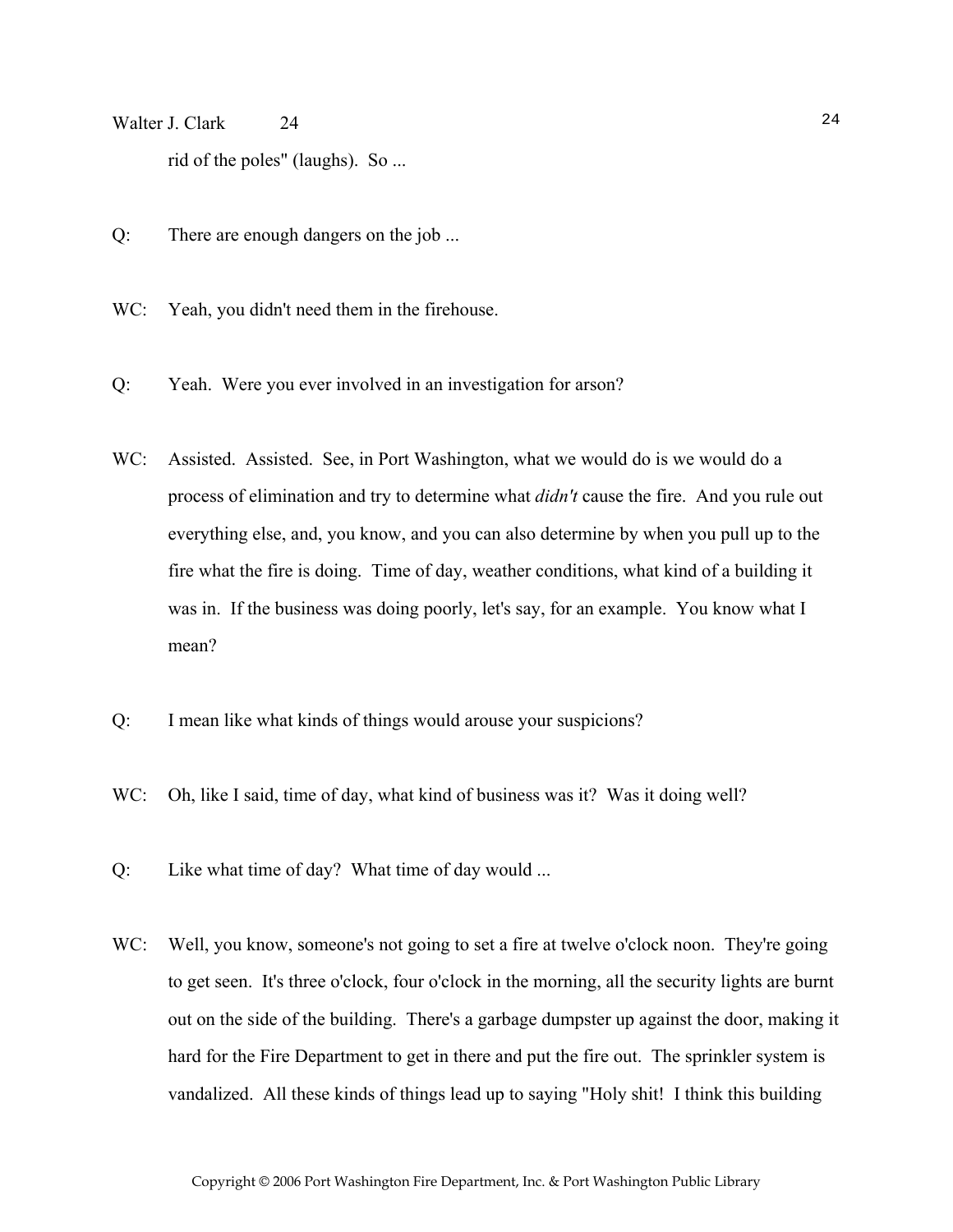rid of the poles" (laughs). So ...

Q: There are enough dangers on the job ...

WC: Yeah, you didn't need them in the firehouse.

Q: Yeah. Were you ever involved in an investigation for arson?

WC: Assisted. Assisted. See, in Port Washington, what we would do is we would do a process of elimination and try to determine what *didn't* cause the fire. And you rule out everything else, and, you know, and you can also determine by when you pull up to the fire what the fire is doing. Time of day, weather conditions, what kind of a building it was in. If the business was doing poorly, let's say, for an example. You know what I mean?

Q: I mean like what kinds of things would arouse your suspicions?

WC: Oh, like I said, time of day, what kind of business was it? Was it doing well?

Q: Like what time of day? What time of day would ...

WC: Well, you know, someone's not going to set a fire at twelve o'clock noon. They're going to get seen. It's three o'clock, four o'clock in the morning, all the security lights are burnt out on the side of the building. There's a garbage dumpster up against the door, making it hard for the Fire Department to get in there and put the fire out. The sprinkler system is vandalized. All these kinds of things lead up to saying "Holy shit! I think this building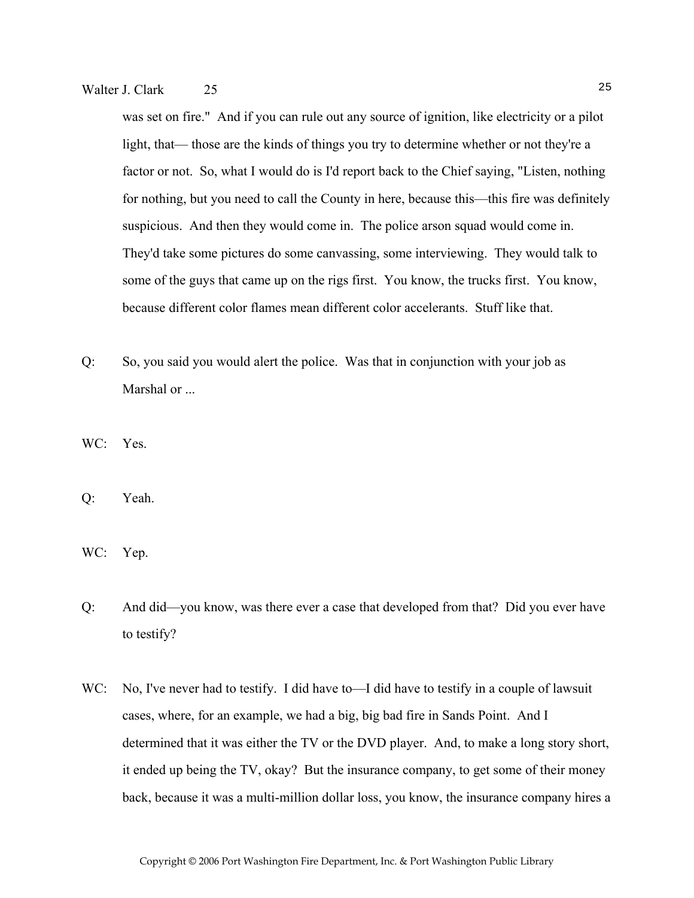was set on fire." And if you can rule out any source of ignition, like electricity or a pilot light, that— those are the kinds of things you try to determine whether or not they're a factor or not. So, what I would do is I'd report back to the Chief saying, "Listen, nothing for nothing, but you need to call the County in here, because this—this fire was definitely suspicious. And then they would come in. The police arson squad would come in. They'd take some pictures do some canvassing, some interviewing. They would talk to some of the guys that came up on the rigs first. You know, the trucks first. You know, because different color flames mean different color accelerants. Stuff like that.

Q: So, you said you would alert the police. Was that in conjunction with your job as Marshal or ...

WC: Yes.

Q: Yeah.

WC: Yep.

Q: And did—you know, was there ever a case that developed from that? Did you ever have to testify?

WC: No, I've never had to testify. I did have to—I did have to testify in a couple of lawsuit cases, where, for an example, we had a big, big bad fire in Sands Point. And I determined that it was either the TV or the DVD player. And, to make a long story short, it ended up being the TV, okay? But the insurance company, to get some of their money back, because it was a multi-million dollar loss, you know, the insurance company hires a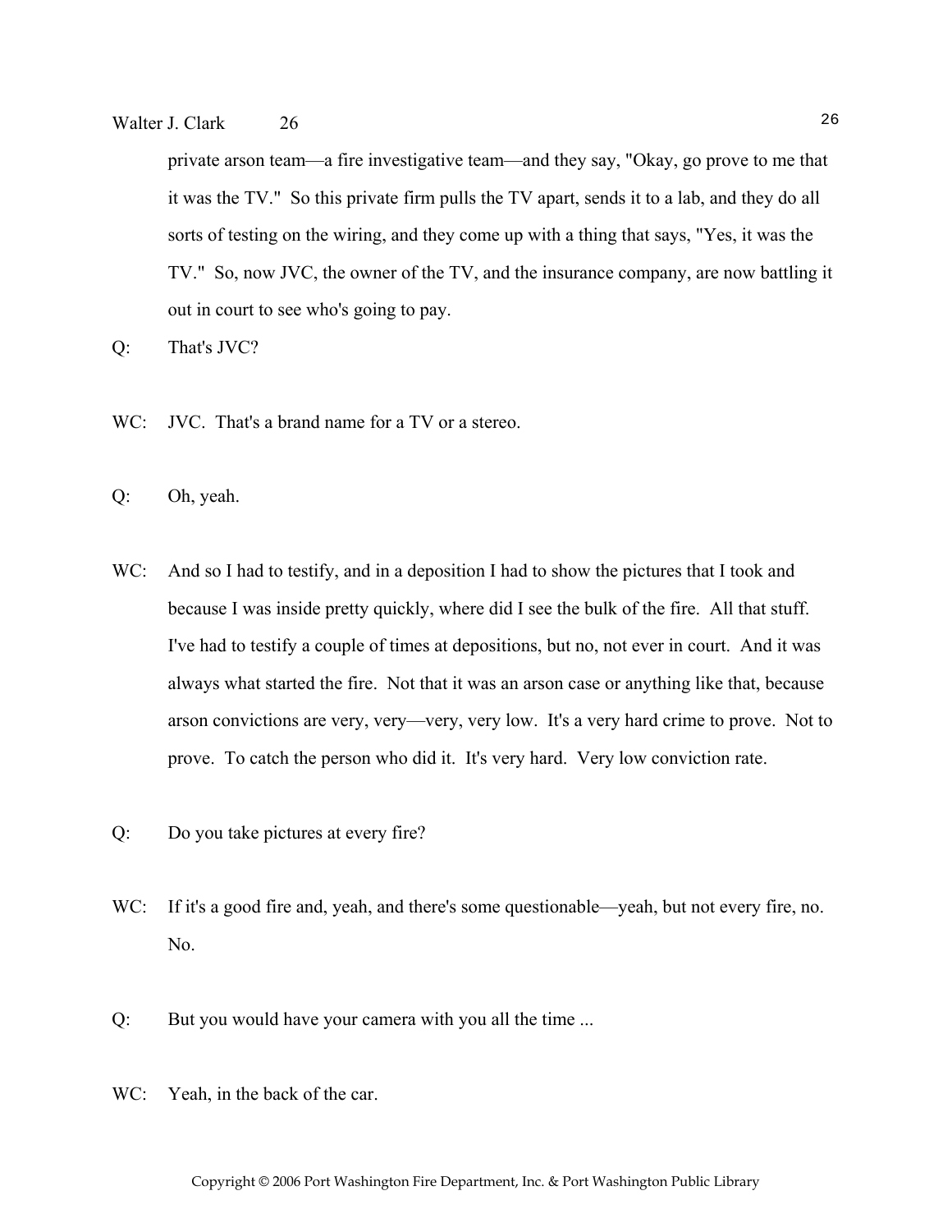private arson team—a fire investigative team—and they say, "Okay, go prove to me that it was the TV." So this private firm pulls the TV apart, sends it to a lab, and they do all sorts of testing on the wiring, and they come up with a thing that says, "Yes, it was the TV." So, now JVC, the owner of the TV, and the insurance company, are now battling it out in court to see who's going to pay.

Q: That's JVC?

WC: JVC. That's a brand name for a TV or a stereo.

Q: Oh, yeah.

WC: And so I had to testify, and in a deposition I had to show the pictures that I took and because I was inside pretty quickly, where did I see the bulk of the fire. All that stuff. I've had to testify a couple of times at depositions, but no, not ever in court. And it was always what started the fire. Not that it was an arson case or anything like that, because arson convictions are very, very—very, very low. It's a very hard crime to prove. Not to prove. To catch the person who did it. It's very hard. Very low conviction rate.

Q: Do you take pictures at every fire?

WC: If it's a good fire and, yeah, and there's some questionable—yeah, but not every fire, no. No.

Q: But you would have your camera with you all the time ...

WC: Yeah, in the back of the car.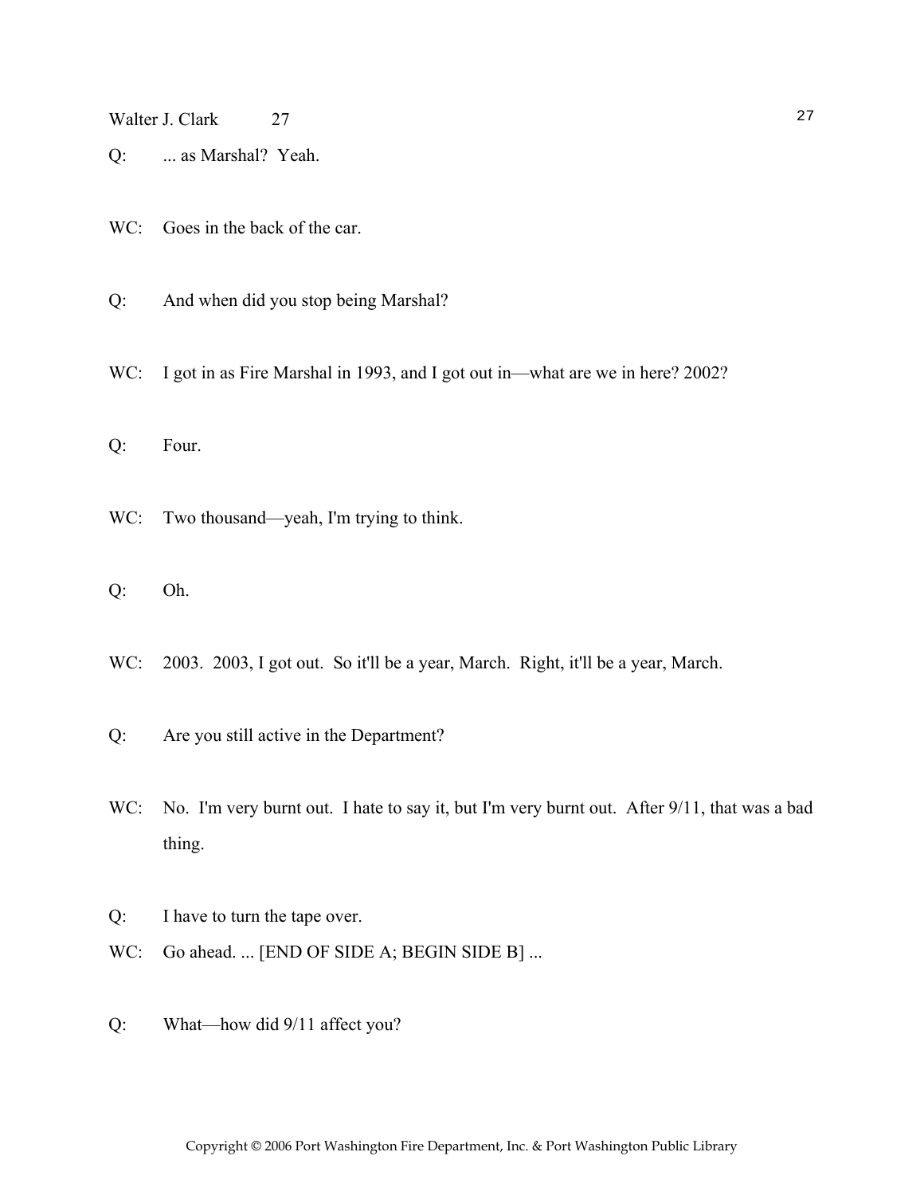Q: ... as Marshal? Yeah.

WC: Goes in the back of the car.

Q: And when did you stop being Marshal?

WC: I got in as Fire Marshal in 1993, and I got out in—what are we in here? 2002?

Q: Four.

WC: Two thousand—yeah, I'm trying to think.

Q: Oh.

WC: 2003. 2003, I got out. So it'll be a year, March. Right, it'll be a year, March.

Q: Are you still active in the Department?

WC: No. I'm very burnt out. I hate to say it, but I'm very burnt out. After 9/11, that was a bad thing.

Q: I have to turn the tape over.

WC: Go ahead. ... [END OF SIDE A; BEGIN SIDE B] ...

Q: What—how did 9/11 affect you?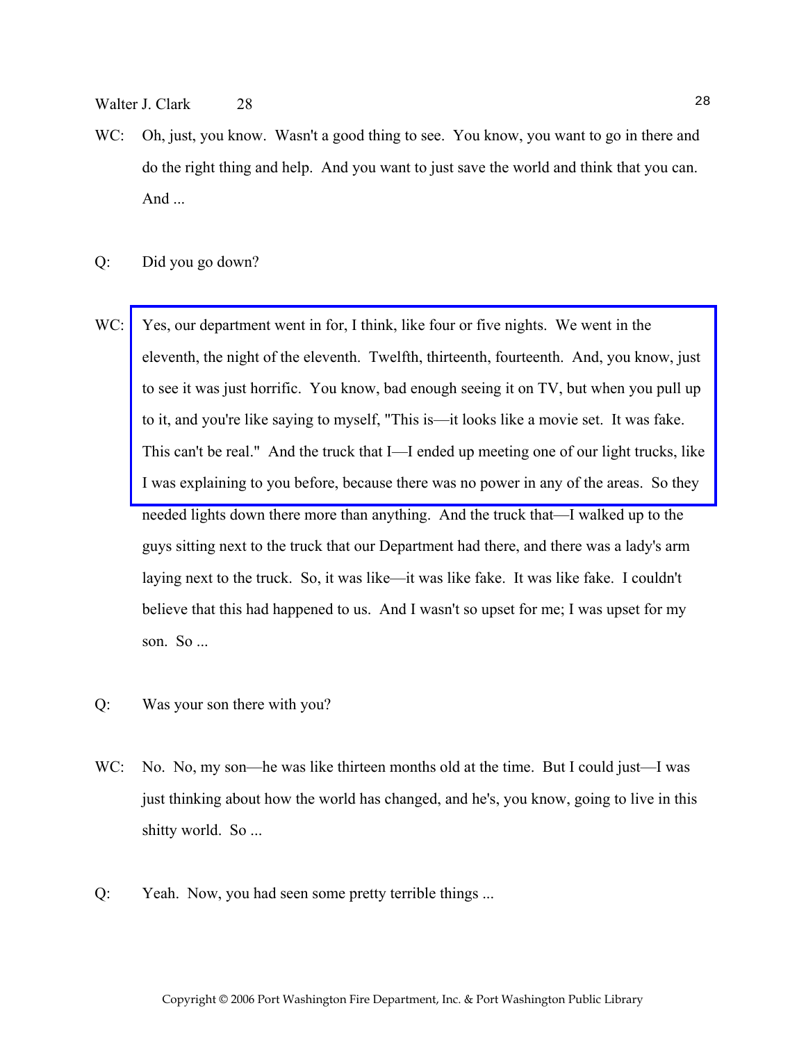WC: Oh, just, you know. Wasn't a good thing to see. You know, you want to go in there and do the right thing and help. And you want to just save the world and think that you can. And ...

Q: Did you go down?

WC: Yes, our department went in for, I think, like four or five nights. We went in the eleventh, the night of the eleventh. Twelfth, thirteenth, fourteenth. And, you know, just to see it was just horrific. You know, bad enough seeing it on TV, but when you pull up to it, and you're like saying to myself, "This is—it looks like a movie set. It was fake. This can't be real." And the truck that I—I ended up meeting one of our light trucks, like I was explaining to you before, because there was no power in any of the areas. So they needed lights down there more than anything. And the truck that—I walked up to the guys sitting next to the truck that our Department had there, and there was a lady's arm laying next to the truck. So, it was like—it was like fake. It was like fake. I couldn't believe that this had happened to us. And I wasn't so upset for me; I was upset for my son. So ...

Q: Was your son there with you?

WC: No. No, my son—he was like thirteen months old at the time. But I could just—I was just thinking about how the world has changed, and he's, you know, going to live in this shitty world. So ...

Q: Yeah. Now, you had seen some pretty terrible things ...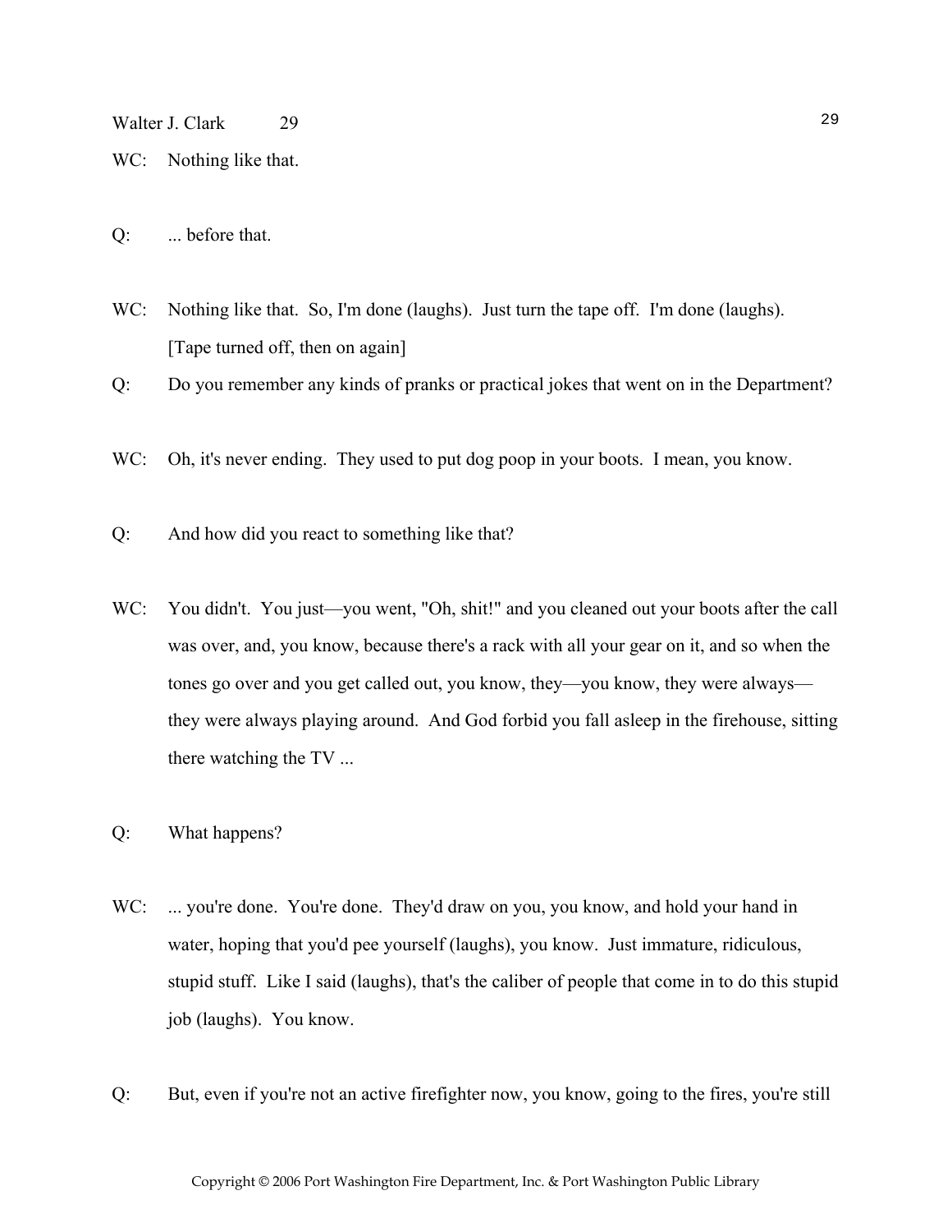WC: Nothing like that.

Q: ... before that.

WC: Nothing like that. So, I'm done (laughs). Just turn the tape off. I'm done (laughs). [Tape turned off, then on again]

Q: Do you remember any kinds of pranks or practical jokes that went on in the Department?

WC: Oh, it's never ending. They used to put dog poop in your boots. I mean, you know.

Q: And how did you react to something like that?

WC: You didn't. You just—you went, "Oh, shit!" and you cleaned out your boots after the call was over, and, you know, because there's a rack with all your gear on it, and so when the tones go over and you get called out, you know, they—you know, they were always—they were always playing around. And God forbid you fall asleep in the firehouse, sitting there watching the TV ...

Q: What happens?

WC: ... you're done. You're done. They'd draw on you, you know, and hold your hand in water, hoping that you'd pee yourself (laughs), you know. Just immature, ridiculous, stupid stuff. Like I said (laughs), that's the caliber of people that come in to do this stupid job (laughs). You know.

Q: But, even if you're not an active firefighter now, you know, going to the fires, you're still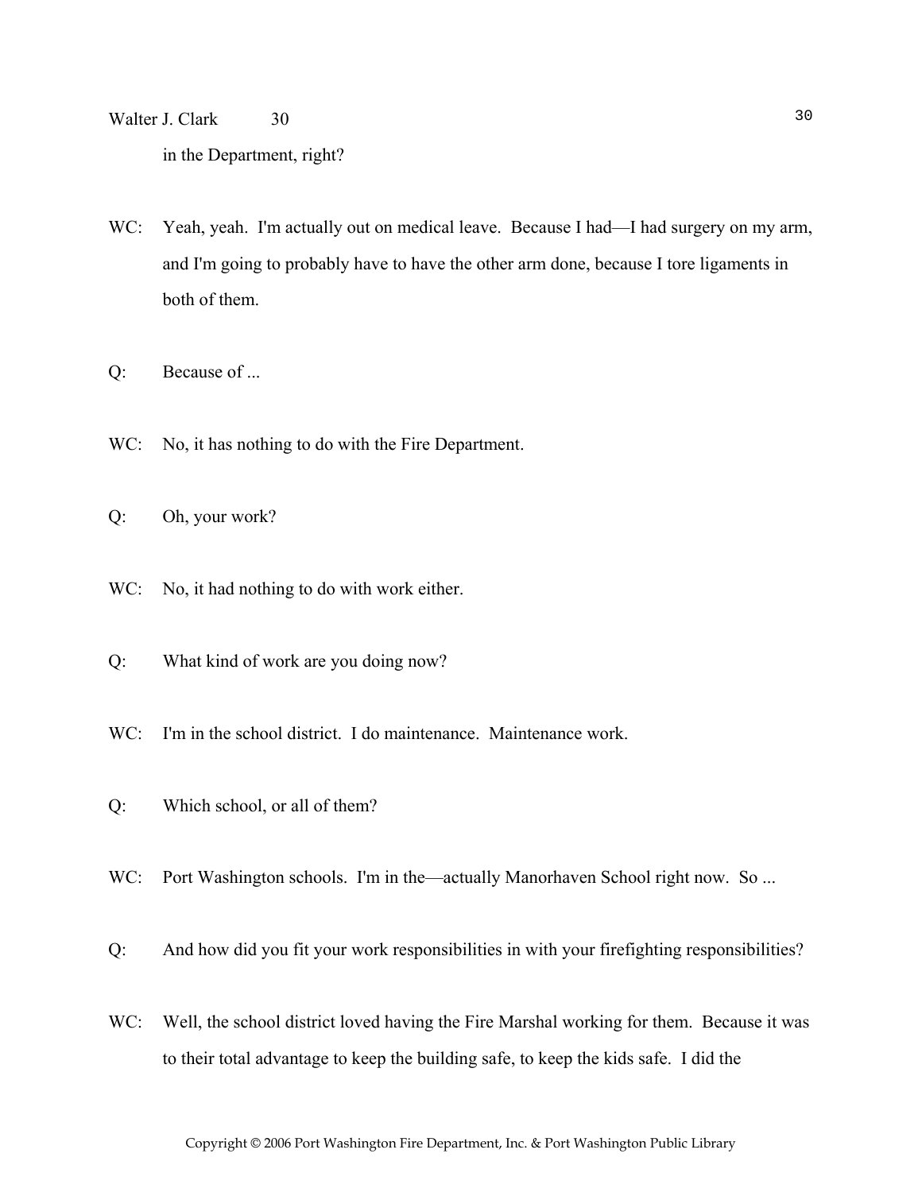in the Department, right?

WC: Yeah, yeah. I'm actually out on medical leave. Because I had—I had surgery on my arm, and I'm going to probably have to have the other arm done, because I tore ligaments in both of them.

Q: Because of ...

WC: No, it has nothing to do with the Fire Department.

Q: Oh, your work?

WC: No, it had nothing to do with work either.

Q: What kind of work are you doing now?

WC: I'm in the school district. I do maintenance. Maintenance work.

Q: Which school, or all of them?

WC: Port Washington schools. I'm in the—actually Manorhaven School right now. So ...

Q: And how did you fit your work responsibilities in with your firefighting responsibilities?

WC: Well, the school district loved having the Fire Marshal working for them. Because it was to their total advantage to keep the building safe, to keep the kids safe. I did the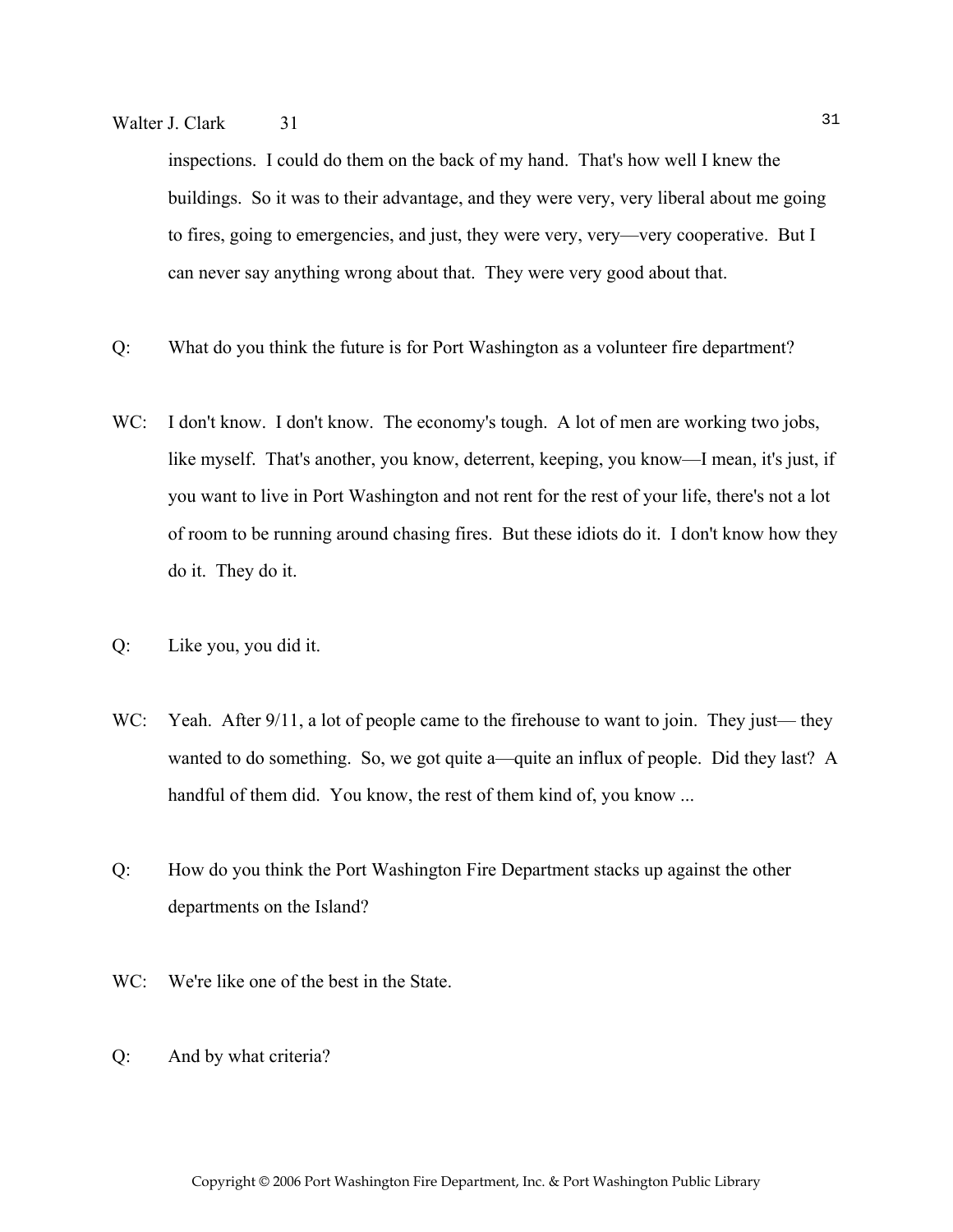inspections. I could do them on the back of my hand. That's how well I knew the buildings. So it was to their advantage, and they were very, very liberal about me going to fires, going to emergencies, and just, they were very, very—very cooperative. But I can never say anything wrong about that. They were very good about that.

Q: What do you think the future is for Port Washington as a volunteer fire department?

WC: I don't know. I don't know. The economy's tough. A lot of men are working two jobs, like myself. That's another, you know, deterrent, keeping, you know—I mean, it's just, if you want to live in Port Washington and not rent for the rest of your life, there's not a lot of room to be running around chasing fires. But these idiots do it. I don't know how they do it. They do it.

Q: Like you, you did it.

WC: Yeah. After 9/11, a lot of people came to the firehouse to want to join. They just— they wanted to do something. So, we got quite a—quite an influx of people. Did they last? A handful of them did. You know, the rest of them kind of, you know ...

Q: How do you think the Port Washington Fire Department stacks up against the other departments on the Island?

WC: We're like one of the best in the State.

Q: And by what criteria?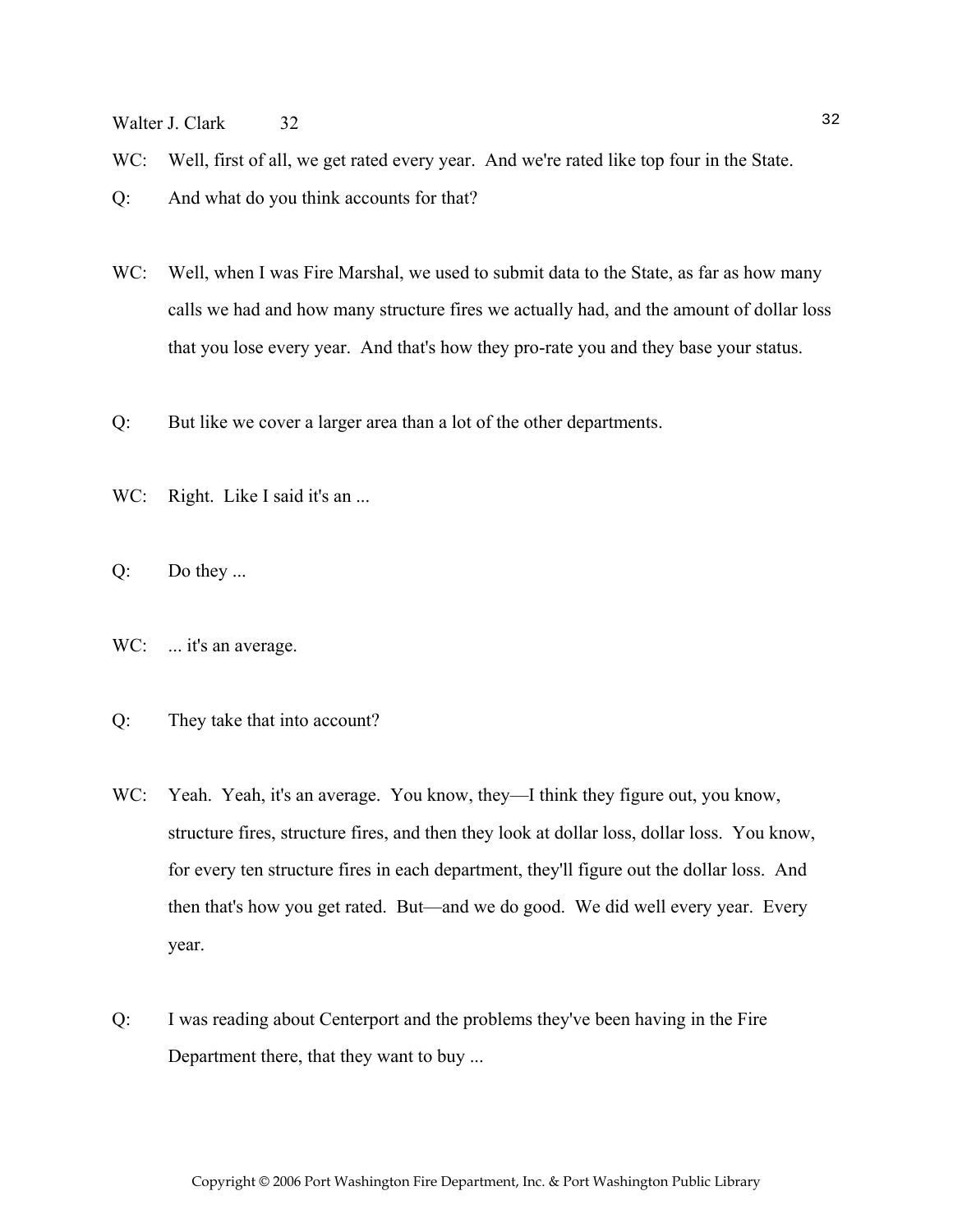WC: Well, first of all, we get rated every year. And we're rated like top four in the State.

Q: And what do you think accounts for that?

WC: Well, when I was Fire Marshal, we used to submit data to the State, as far as how many calls we had and how many structure fires we actually had, and the amount of dollar loss that you lose every year. And that's how they pro-rate you and they base your status.

Q: But like we cover a larger area than a lot of the other departments.

WC: Right. Like I said it's an ...

Q: Do they ...

WC: ... it's an average.

Q: They take that into account?

WC: Yeah. Yeah, it's an average. You know, they—I think they figure out, you know, structure fires, structure fires, and then they look at dollar loss, dollar loss. You know, for every ten structure fires in each department, they'll figure out the dollar loss. And then that's how you get rated. But—and we do good. We did well every year. Every year.

Q: I was reading about Centerport and the problems they've been having in the Fire Department there, that they want to buy ...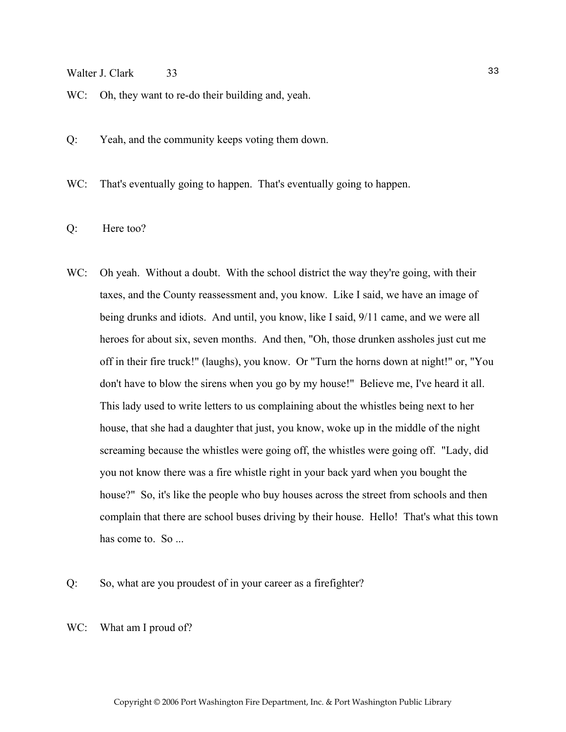WC: Oh, they want to re-do their building and, yeah.

Q: Yeah, and the community keeps voting them down.

WC: That's eventually going to happen. That's eventually going to happen.

Q: Here too?

WC: Oh yeah. Without a doubt. With the school district the way they're going, with their taxes, and the County reassessment and, you know. Like I said, we have an image of being drunks and idiots. And until, you know, like I said, 9/11 came, and we were all heroes for about six, seven months. And then, "Oh, those drunken assholes just cut me off in their fire truck!" (laughs), you know. Or "Turn the horns down at night!" or, "You don't have to blow the sirens when you go by my house!" Believe me, I've heard it all. This lady used to write letters to us complaining about the whistles being next to her house, that she had a daughter that just, you know, woke up in the middle of the night screaming because the whistles were going off, the whistles were going off. "Lady, did you not know there was a fire whistle right in your back yard when you bought the house?" So, it's like the people who buy houses across the street from schools and then complain that there are school buses driving by their house. Hello! That's what this town has come to. So ...

Q: So, what are you proudest of in your career as a firefighter?

WC: What am I proud of?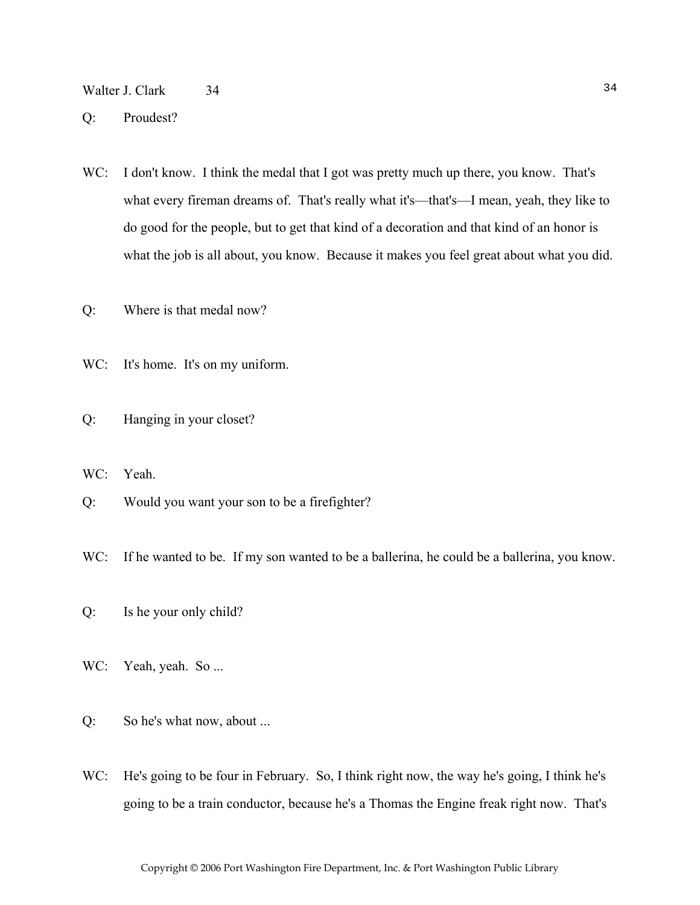Q: Proudest?

WC: I don't know. I think the medal that I got was pretty much up there, you know. That's what every fireman dreams of. That's really what it's—that's—I mean, yeah, they like to do good for the people, but to get that kind of a decoration and that kind of an honor is what the job is all about, you know. Because it makes you feel great about what you did.

Q: Where is that medal now?

WC: It's home. It's on my uniform.

Q: Hanging in your closet?

WC: Yeah.

Q: Would you want your son to be a firefighter?

WC: If he wanted to be. If my son wanted to be a ballerina, he could be a ballerina, you know.

Q: Is he your only child?

WC: Yeah, yeah. So ...

Q: So he's what now, about ...

WC: He's going to be four in February. So, I think right now, the way he's going, I think he's going to be a train conductor, because he's a Thomas the Engine freak right now. That's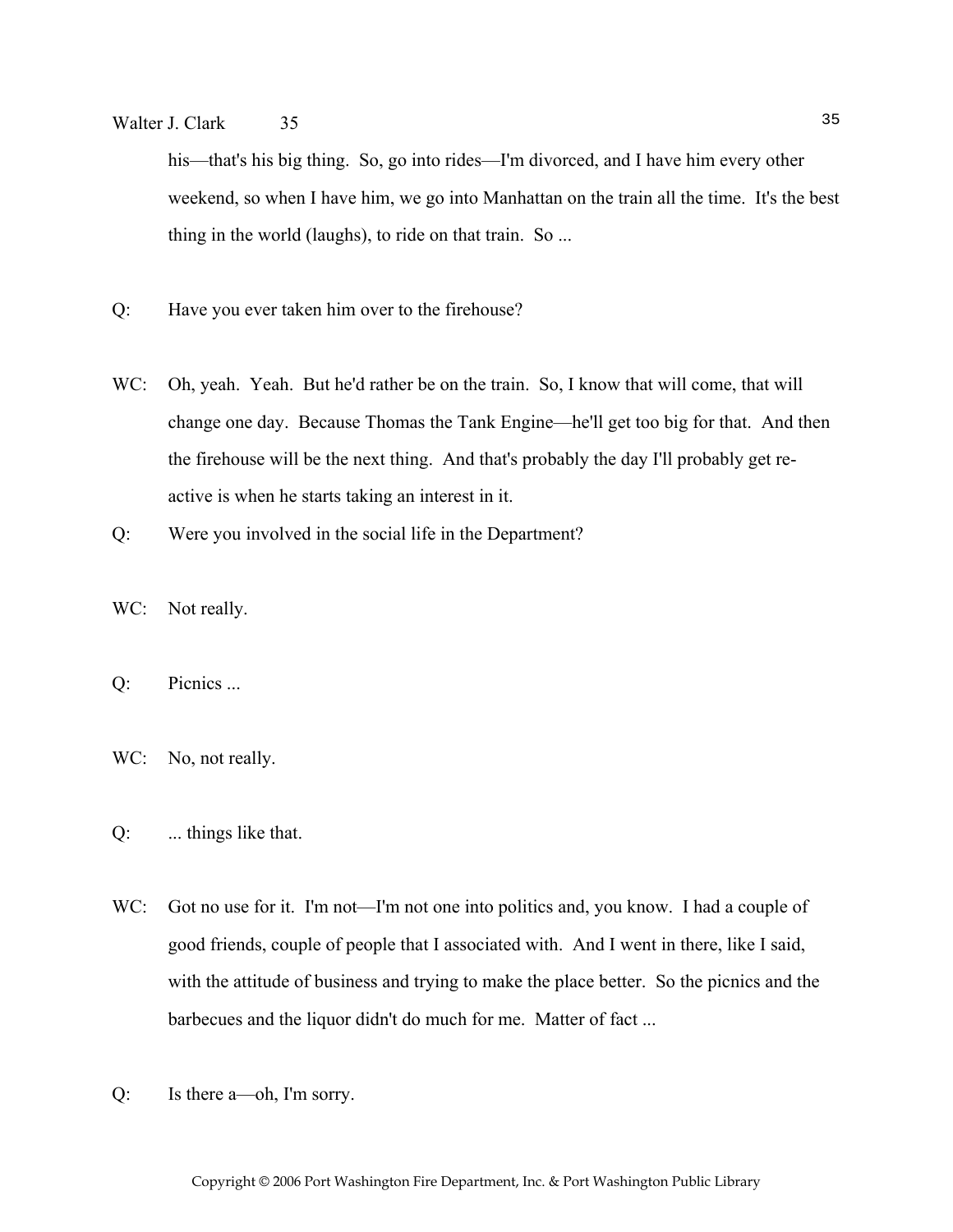his—that's his big thing. So, go into rides—I'm divorced, and I have him every other weekend, so when I have him, we go into Manhattan on the train all the time. It's the best thing in the world (laughs), to ride on that train. So ...

Q: Have you ever taken him over to the firehouse?

WC: Oh, yeah. Yeah. But he'd rather be on the train. So, I know that will come, that will change one day. Because Thomas the Tank Engine—he'll get too big for that. And then the firehouse will be the next thing. And that's probably the day I'll probably get re-active is when he starts taking an interest in it.

Q: Were you involved in the social life in the Department?

WC: Not really.

Q: Picnics ...

WC: No, not really.

Q: ... things like that.

WC: Got no use for it. I'm not—I'm not one into politics and, you know. I had a couple of good friends, couple of people that I associated with. And I went in there, like I said, with the attitude of business and trying to make the place better. So the picnics and the barbecues and the liquor didn't do much for me. Matter of fact ...

Q: Is there a—oh, I'm sorry.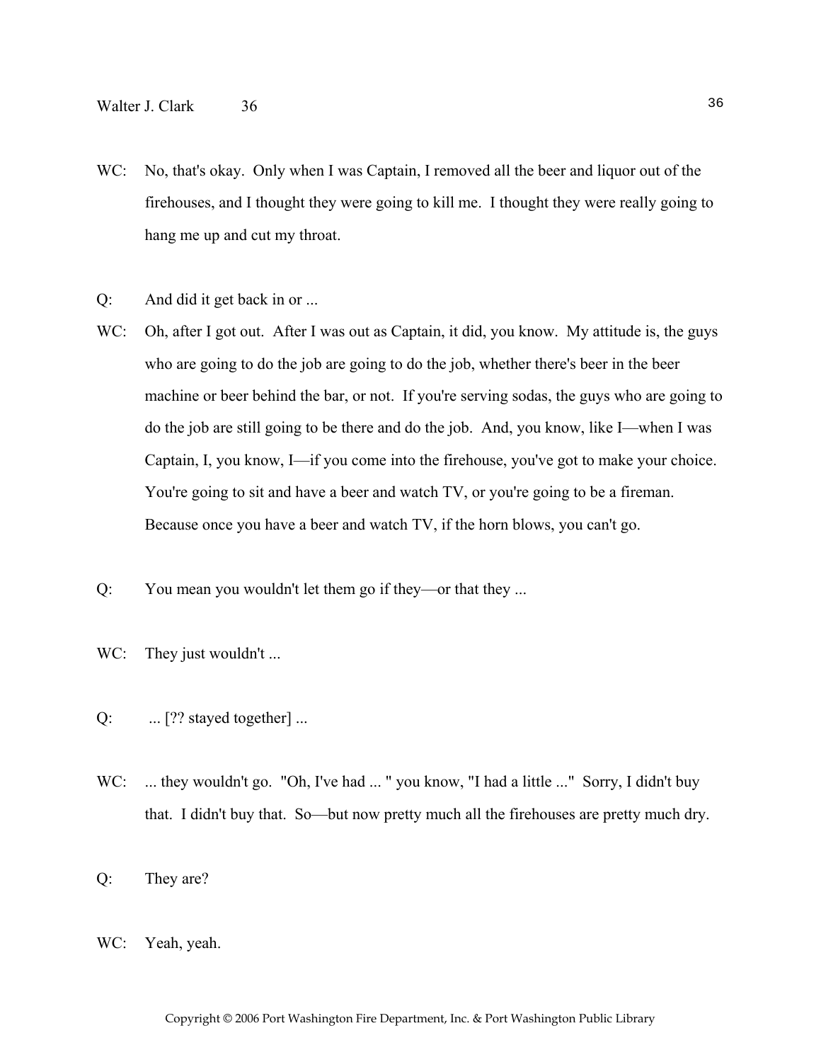WC: No, that's okay. Only when I was Captain, I removed all the beer and liquor out of the firehouses, and I thought they were going to kill me. I thought they were really going to hang me up and cut my throat.

Q: And did it get back in or ...

WC: Oh, after I got out. After I was out as Captain, it did, you know. My attitude is, the guys who are going to do the job are going to do the job, whether there's beer in the beer machine or beer behind the bar, or not. If you're serving sodas, the guys who are going to do the job are still going to be there and do the job. And, you know, like I—when I was Captain, I, you know, I—if you come into the firehouse, you've got to make your choice. You're going to sit and have a beer and watch TV, or you're going to be a fireman. Because once you have a beer and watch TV, if the horn blows, you can't go.

Q: You mean you wouldn't let them go if they—or that they ...

WC: They just wouldn't ...

Q: ... [?? stayed together] ...

WC: ... they wouldn't go. "Oh, I've had ... " you know, "I had a little ..." Sorry, I didn't buy that. I didn't buy that. So—but now pretty much all the firehouses are pretty much dry.

Q: They are?

WC: Yeah, yeah.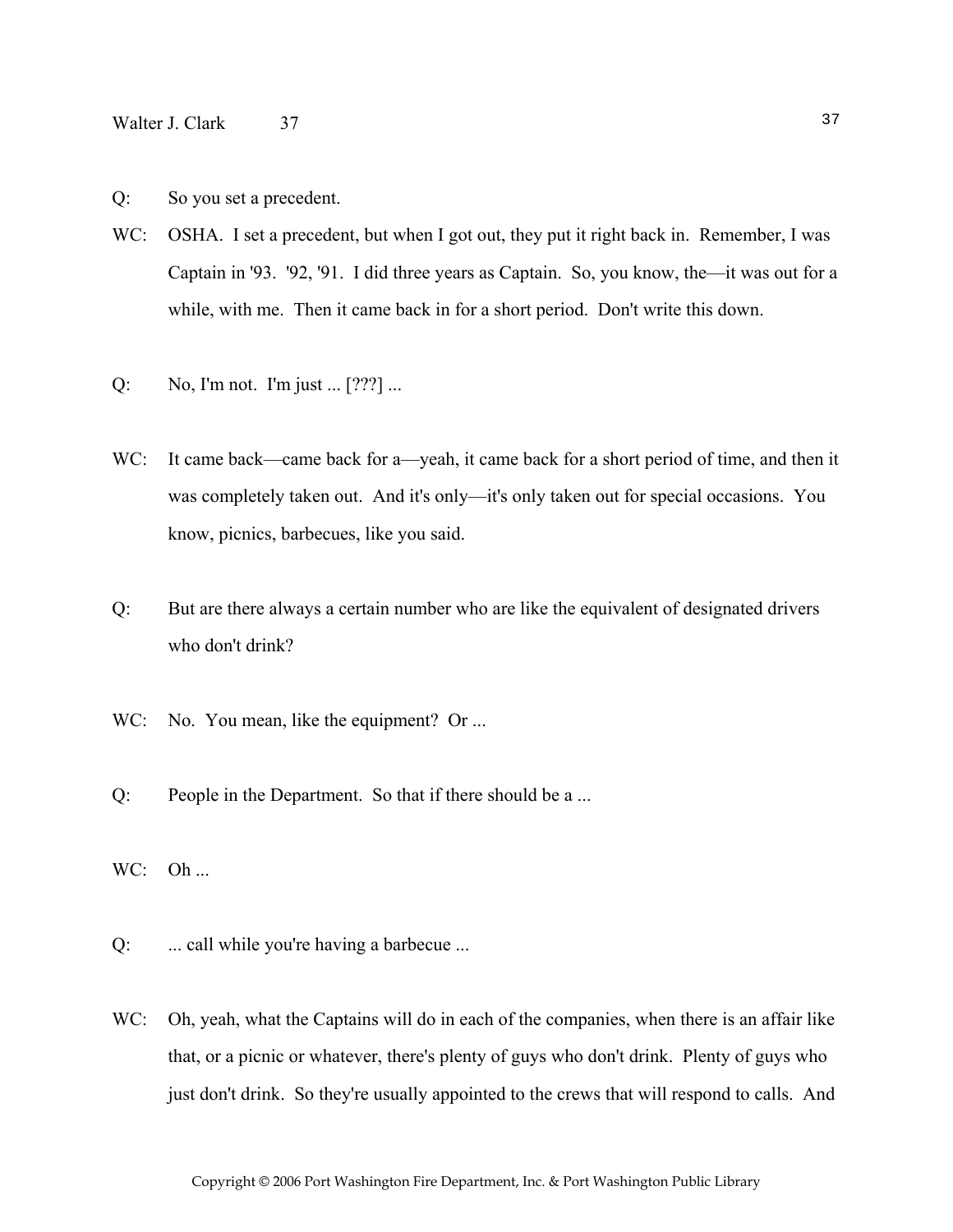Q: So you set a precedent.

WC: OSHA. I set a precedent, but when I got out, they put it right back in. Remember, I was Captain in '93. '92, '91. I did three years as Captain. So, you know, the—it was out for a while, with me. Then it came back in for a short period. Don't write this down.

Q: No, I'm not. I'm just ... [???] ...

WC: It came back—came back for a—yeah, it came back for a short period of time, and then it was completely taken out. And it's only—it's only taken out for special occasions. You know, picnics, barbecues, like you said.

Q: But are there always a certain number who are like the equivalent of designated drivers who don't drink?

WC: No. You mean, like the equipment? Or ...

Q: People in the Department. So that if there should be a ...

WC: Oh ...

Q: ... call while you're having a barbecue ...

WC: Oh, yeah, what the Captains will do in each of the companies, when there is an affair like that, or a picnic or whatever, there's plenty of guys who don't drink. Plenty of guys who just don't drink. So they're usually appointed to the crews that will respond to calls. And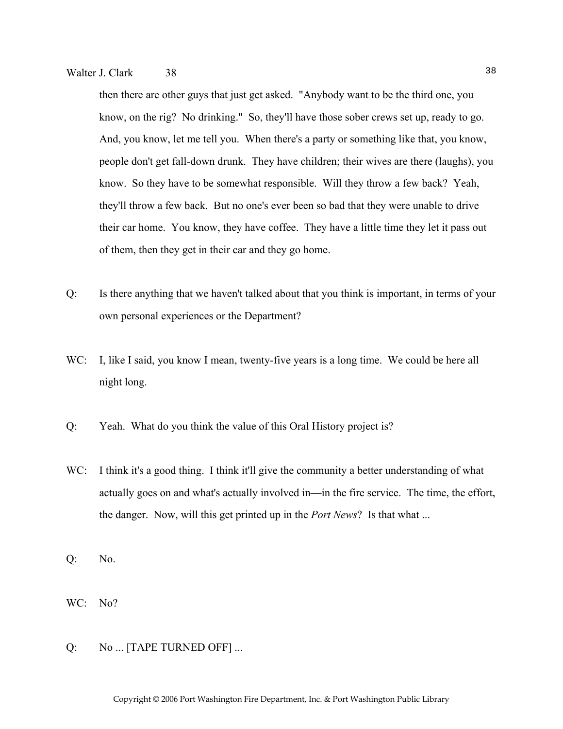then there are other guys that just get asked. "Anybody want to be the third one, you know, on the rig? No drinking." So, they'll have those sober crews set up, ready to go. And, you know, let me tell you. When there's a party or something like that, you know, people don't get fall-down drunk. They have children; their wives are there (laughs), you know. So they have to be somewhat responsible. Will they throw a few back? Yeah, they'll throw a few back. But no one's ever been so bad that they were unable to drive their car home. You know, they have coffee. They have a little time they let it pass out of them, then they get in their car and they go home.

Q: Is there anything that we haven't talked about that you think is important, in terms of your own personal experiences or the Department?

WC: I, like I said, you know I mean, twenty-five years is a long time. We could be here all night long.

Q: Yeah. What do you think the value of this Oral History project is?

WC: I think it's a good thing. I think it'll give the community a better understanding of what actually goes on and what's actually involved in—in the fire service. The time, the effort, the danger. Now, will this get printed up in the *Port News*? Is that what ...

Q: No.

WC: No?

Q: No ... [TAPE TURNED OFF] ...

Copyright © 2006 Port Washington Fire Department, Inc. & Port Washington Public Library